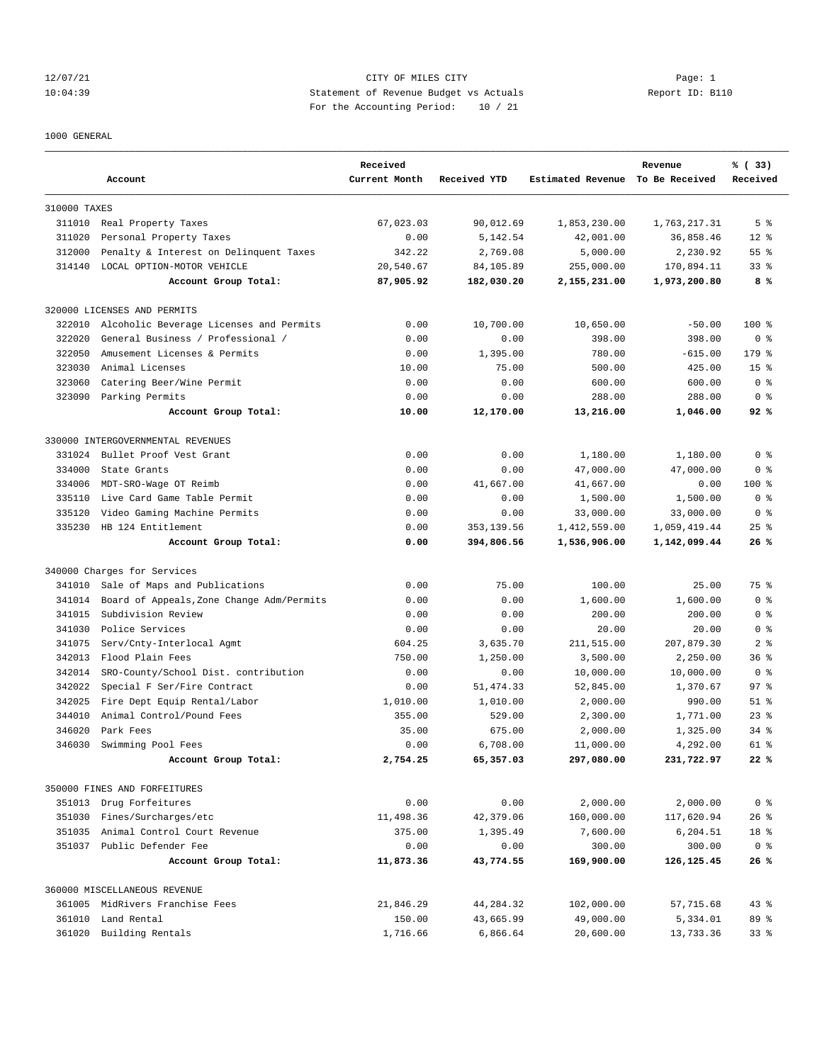12/07/21 CITY OF MILES CITY Page: 1
10:04:39 Statement of Revenue Budget vs Actuals Report ID: B110
For the Accounting Period: 10 / 21

1000 GENERAL

| | Account | Received Current Month | Received YTD | Estimated Revenue | Revenue To Be Received | % ( 33) Received |
|---|---|---|---|---|---|---|
| 310000 TAXES | | | | | | |
| 311010 | Real Property Taxes | 67,023.03 | 90,012.69 | 1,853,230.00 | 1,763,217.31 | 5 % |
| 311020 | Personal Property Taxes | 0.00 | 5,142.54 | 42,001.00 | 36,858.46 | 12 % |
| 312000 | Penalty & Interest on Delinquent Taxes | 342.22 | 2,769.08 | 5,000.00 | 2,230.92 | 55 % |
| 314140 | LOCAL OPTION-MOTOR VEHICLE | 20,540.67 | 84,105.89 | 255,000.00 | 170,894.11 | 33 % |
| | **Account Group Total:** | **87,905.92** | **182,030.20** | **2,155,231.00** | **1,973,200.80** | **8 %** |
| 320000 LICENSES AND PERMITS | | | | | | |
| 322010 | Alcoholic Beverage Licenses and Permits | 0.00 | 10,700.00 | 10,650.00 | -50.00 | 100 % |
| 322020 | General Business / Professional / | 0.00 | 0.00 | 398.00 | 398.00 | 0 % |
| 322050 | Amusement Licenses & Permits | 0.00 | 1,395.00 | 780.00 | -615.00 | 179 % |
| 323030 | Animal Licenses | 10.00 | 75.00 | 500.00 | 425.00 | 15 % |
| 323060 | Catering Beer/Wine Permit | 0.00 | 0.00 | 600.00 | 600.00 | 0 % |
| 323090 | Parking Permits | 0.00 | 0.00 | 288.00 | 288.00 | 0 % |
| | **Account Group Total:** | **10.00** | **12,170.00** | **13,216.00** | **1,046.00** | **92 %** |
| 330000 INTERGOVERNMENTAL REVENUES | | | | | | |
| 331024 | Bullet Proof Vest Grant | 0.00 | 0.00 | 1,180.00 | 1,180.00 | 0 % |
| 334000 | State Grants | 0.00 | 0.00 | 47,000.00 | 47,000.00 | 0 % |
| 334006 | MDT-SRO-Wage OT Reimb | 0.00 | 41,667.00 | 41,667.00 | 0.00 | 100 % |
| 335110 | Live Card Game Table Permit | 0.00 | 0.00 | 1,500.00 | 1,500.00 | 0 % |
| 335120 | Video Gaming Machine Permits | 0.00 | 0.00 | 33,000.00 | 33,000.00 | 0 % |
| 335230 | HB 124 Entitlement | 0.00 | 353,139.56 | 1,412,559.00 | 1,059,419.44 | 25 % |
| | **Account Group Total:** | **0.00** | **394,806.56** | **1,536,906.00** | **1,142,099.44** | **26 %** |
| 340000 Charges for Services | | | | | | |
| 341010 | Sale of Maps and Publications | 0.00 | 75.00 | 100.00 | 25.00 | 75 % |
| 341014 | Board of Appeals,Zone Change Adm/Permits | 0.00 | 0.00 | 1,600.00 | 1,600.00 | 0 % |
| 341015 | Subdivision Review | 0.00 | 0.00 | 200.00 | 200.00 | 0 % |
| 341030 | Police Services | 0.00 | 0.00 | 20.00 | 20.00 | 0 % |
| 341075 | Serv/Cnty-Interlocal Agmt | 604.25 | 3,635.70 | 211,515.00 | 207,879.30 | 2 % |
| 342013 | Flood Plain Fees | 750.00 | 1,250.00 | 3,500.00 | 2,250.00 | 36 % |
| 342014 | SRO-County/School Dist. contribution | 0.00 | 0.00 | 10,000.00 | 10,000.00 | 0 % |
| 342022 | Special F Ser/Fire Contract | 0.00 | 51,474.33 | 52,845.00 | 1,370.67 | 97 % |
| 342025 | Fire Dept Equip Rental/Labor | 1,010.00 | 1,010.00 | 2,000.00 | 990.00 | 51 % |
| 344010 | Animal Control/Pound Fees | 355.00 | 529.00 | 2,300.00 | 1,771.00 | 23 % |
| 346020 | Park Fees | 35.00 | 675.00 | 2,000.00 | 1,325.00 | 34 % |
| 346030 | Swimming Pool Fees | 0.00 | 6,708.00 | 11,000.00 | 4,292.00 | 61 % |
| | **Account Group Total:** | **2,754.25** | **65,357.03** | **297,080.00** | **231,722.97** | **22 %** |
| 350000 FINES AND FORFEITURES | | | | | | |
| 351013 | Drug Forfeitures | 0.00 | 0.00 | 2,000.00 | 2,000.00 | 0 % |
| 351030 | Fines/Surcharges/etc | 11,498.36 | 42,379.06 | 160,000.00 | 117,620.94 | 26 % |
| 351035 | Animal Control Court Revenue | 375.00 | 1,395.49 | 7,600.00 | 6,204.51 | 18 % |
| 351037 | Public Defender Fee | 0.00 | 0.00 | 300.00 | 300.00 | 0 % |
| | **Account Group Total:** | **11,873.36** | **43,774.55** | **169,900.00** | **126,125.45** | **26 %** |
| 360000 MISCELLANEOUS REVENUE | | | | | | |
| 361005 | MidRivers Franchise Fees | 21,846.29 | 44,284.32 | 102,000.00 | 57,715.68 | 43 % |
| 361010 | Land Rental | 150.00 | 43,665.99 | 49,000.00 | 5,334.01 | 89 % |
| 361020 | Building Rentals | 1,716.66 | 6,866.64 | 20,600.00 | 13,733.36 | 33 % |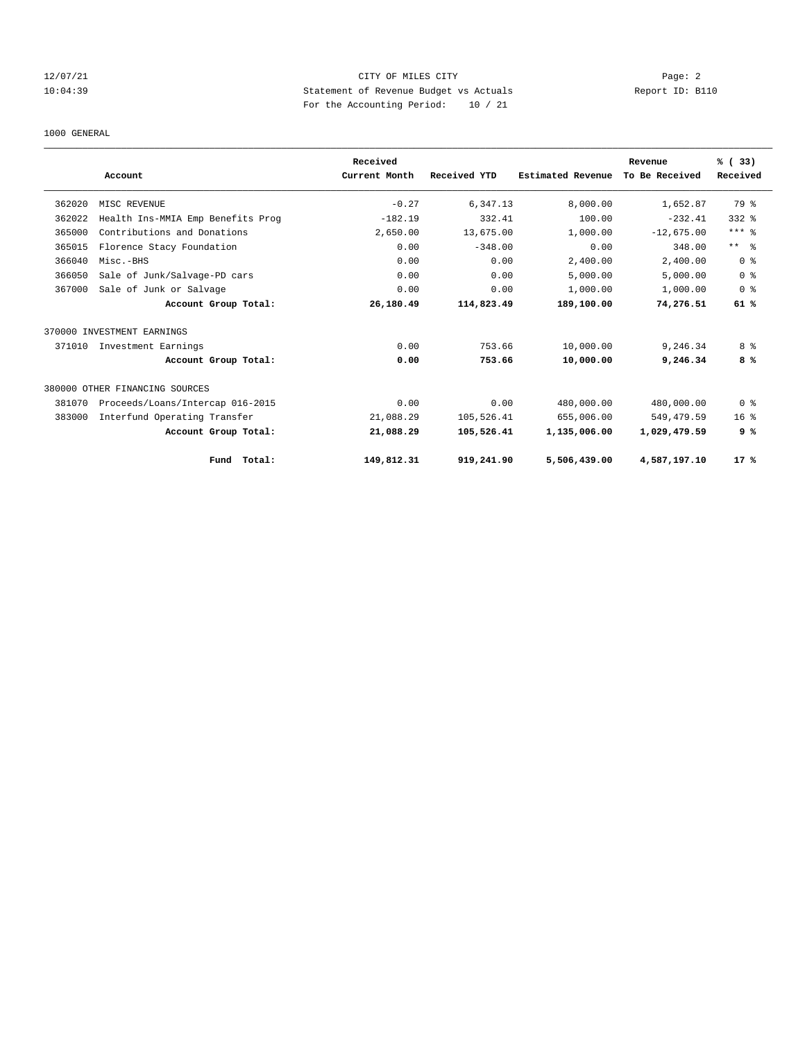1000 GENERAL

| Account | | Received Current Month | Received YTD | Estimated Revenue | Revenue To Be Received | % ( 33) Received |
|---|---|---|---|---|---|---|
| 362020 | MISC REVENUE | -0.27 | 6,347.13 | 8,000.00 | 1,652.87 | 79 % |
| 362022 | Health Ins-MMIA Emp Benefits Prog | -182.19 | 332.41 | 100.00 | -232.41 | 332 % |
| 365000 | Contributions and Donations | 2,650.00 | 13,675.00 | 1,000.00 | -12,675.00 | *** % |
| 365015 | Florence Stacy Foundation | 0.00 | -348.00 | 0.00 | 348.00 | ** % |
| 366040 | Misc.-BHS | 0.00 | 0.00 | 2,400.00 | 2,400.00 | 0 % |
| 366050 | Sale of Junk/Salvage-PD cars | 0.00 | 0.00 | 5,000.00 | 5,000.00 | 0 % |
| 367000 | Sale of Junk or Salvage | 0.00 | 0.00 | 1,000.00 | 1,000.00 | 0 % |
| | **Account Group Total:** | **26,180.49** | **114,823.49** | **189,100.00** | **74,276.51** | **61 %** |
| 370000 INVESTMENT EARNINGS | | | | | | |
| 371010 | Investment Earnings | 0.00 | 753.66 | 10,000.00 | 9,246.34 | 8 % |
| | **Account Group Total:** | **0.00** | **753.66** | **10,000.00** | **9,246.34** | **8 %** |
| 380000 OTHER FINANCING SOURCES | | | | | | |
| 381070 | Proceeds/Loans/Intercap 016-2015 | 0.00 | 0.00 | 480,000.00 | 480,000.00 | 0 % |
| 383000 | Interfund Operating Transfer | 21,088.29 | 105,526.41 | 655,006.00 | 549,479.59 | 16 % |
| | **Account Group Total:** | **21,088.29** | **105,526.41** | **1,135,006.00** | **1,029,479.59** | **9 %** |
| | **Fund Total:** | **149,812.31** | **919,241.90** | **5,506,439.00** | **4,587,197.10** | **17 %** |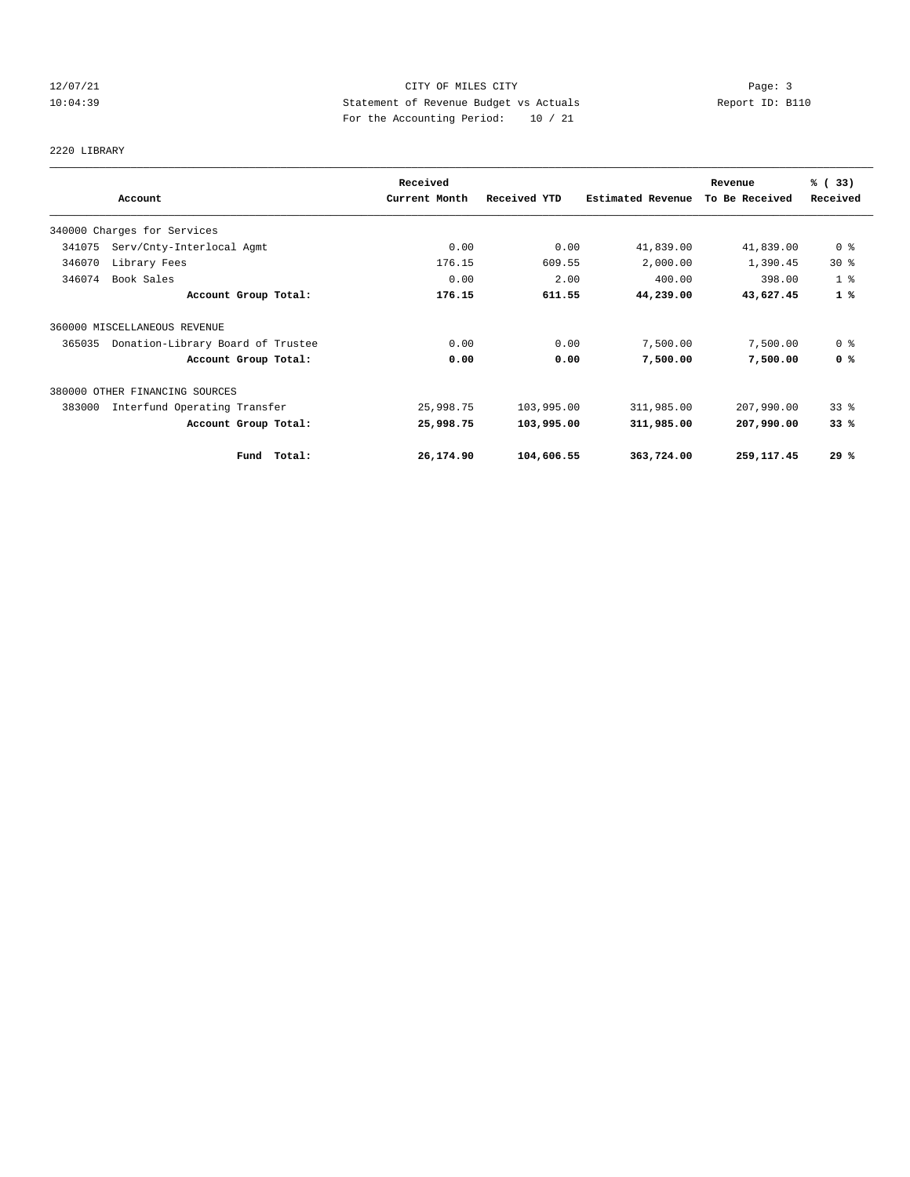CITY OF MILES CITY
Statement of Revenue Budget vs Actuals
For the Accounting Period: 10 / 21

12/07/21
10:04:39

Report ID: B110

2220 LIBRARY

| Account | Received Current Month | Received YTD | Estimated Revenue | Revenue To Be Received | % ( 33) Received |
|---|---|---|---|---|---|
| 340000 Charges for Services | | | | | |
| 341075 Serv/Cnty-Interlocal Agmt | 0.00 | 0.00 | 41,839.00 | 41,839.00 | 0 % |
| 346070 Library Fees | 176.15 | 609.55 | 2,000.00 | 1,390.45 | 30 % |
| 346074 Book Sales | 0.00 | 2.00 | 400.00 | 398.00 | 1 % |
| **Account Group Total:** | **176.15** | **611.55** | **44,239.00** | **43,627.45** | **1 %** |
| 360000 MISCELLANEOUS REVENUE | | | | | |
| 365035 Donation-Library Board of Trustee | 0.00 | 0.00 | 7,500.00 | 7,500.00 | 0 % |
| **Account Group Total:** | **0.00** | **0.00** | **7,500.00** | **7,500.00** | **0 %** |
| 380000 OTHER FINANCING SOURCES | | | | | |
| 383000 Interfund Operating Transfer | 25,998.75 | 103,995.00 | 311,985.00 | 207,990.00 | 33 % |
| **Account Group Total:** | **25,998.75** | **103,995.00** | **311,985.00** | **207,990.00** | **33 %** |
| **Fund Total:** | **26,174.90** | **104,606.55** | **363,724.00** | **259,117.45** | **29 %** |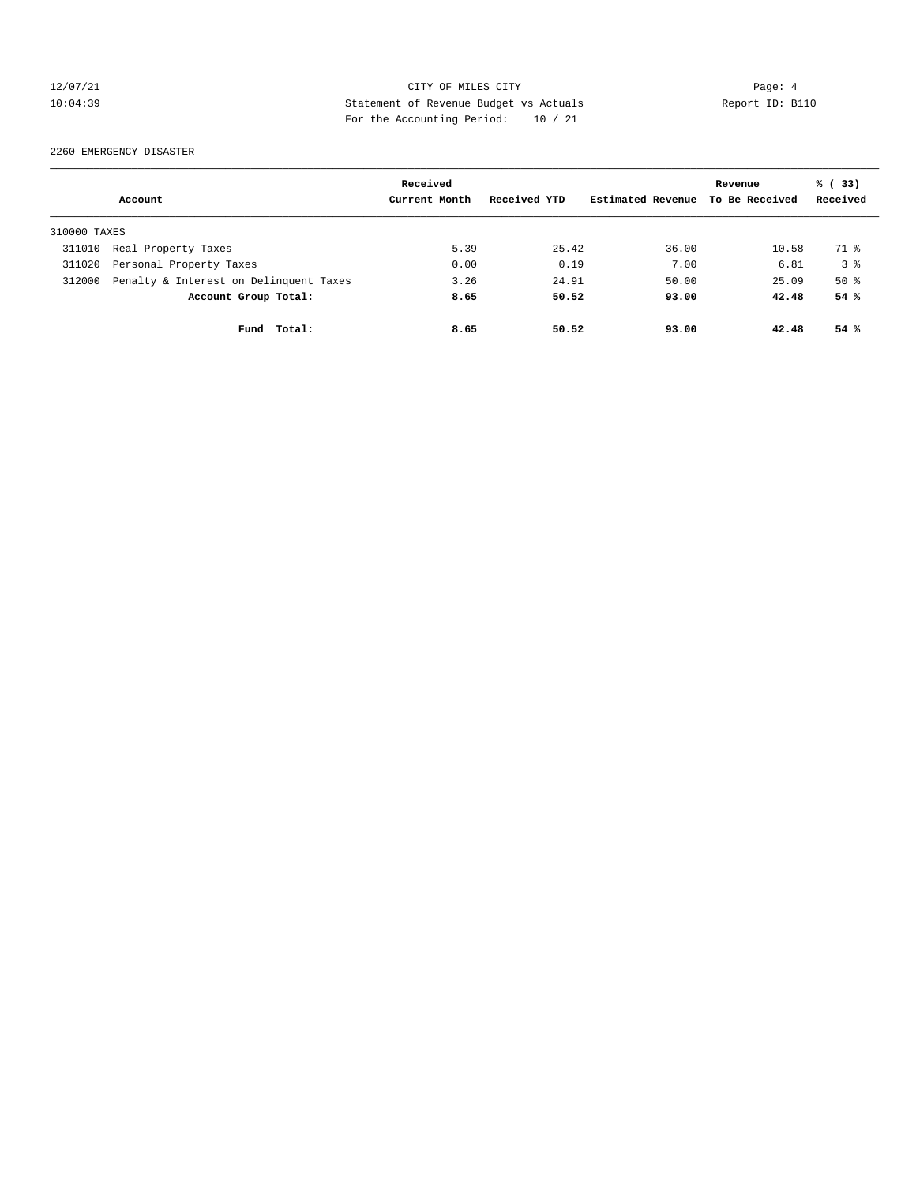CITY OF MILES CITY
Statement of Revenue Budget vs Actuals
For the Accounting Period: 10 / 21

12/07/21
10:04:39

Report ID: B110

2260 EMERGENCY DISASTER

| Account | | Received Current Month | Received YTD | Estimated Revenue | Revenue To Be Received | % ( 33) Received |
|---|---|---|---|---|---|---|
| 310000 TAXES | | | | | | |
| 311010 | Real Property Taxes | 5.39 | 25.42 | 36.00 | 10.58 | 71 % |
| 311020 | Personal Property Taxes | 0.00 | 0.19 | 7.00 | 6.81 | 3 % |
| 312000 | Penalty & Interest on Delinquent Taxes | 3.26 | 24.91 | 50.00 | 25.09 | 50 % |
| | **Account Group Total:** | **8.65** | **50.52** | **93.00** | **42.48** | **54 %** |
| | **Fund Total:** | **8.65** | **50.52** | **93.00** | **42.48** | **54 %** |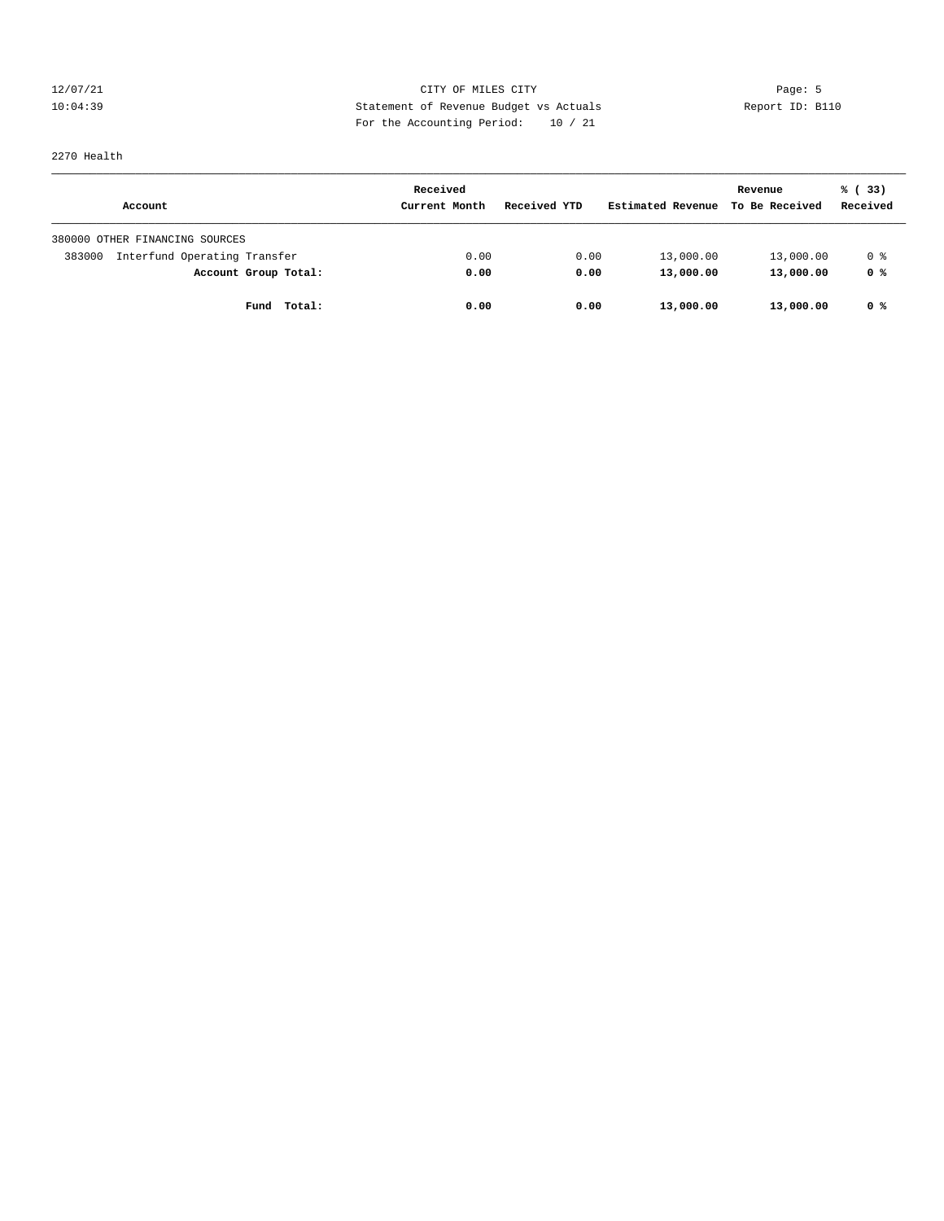CITY OF MILES CITY

Statement of Revenue Budget vs Actuals

For the Accounting Period: 10 / 21

12/07/21
10:04:39

Report ID: B110

2270 Health

| Account | Received Current Month | Received YTD | Estimated Revenue | Revenue To Be Received | % ( 33) Received |
|---|---|---|---|---|---|
| 380000 OTHER FINANCING SOURCES | | | | | |
| 383000 Interfund Operating Transfer | 0.00 | 0.00 | 13,000.00 | 13,000.00 | 0 % |
| **Account Group Total:** | **0.00** | **0.00** | **13,000.00** | **13,000.00** | **0 %** |
| **Fund Total:** | **0.00** | **0.00** | **13,000.00** | **13,000.00** | **0 %** |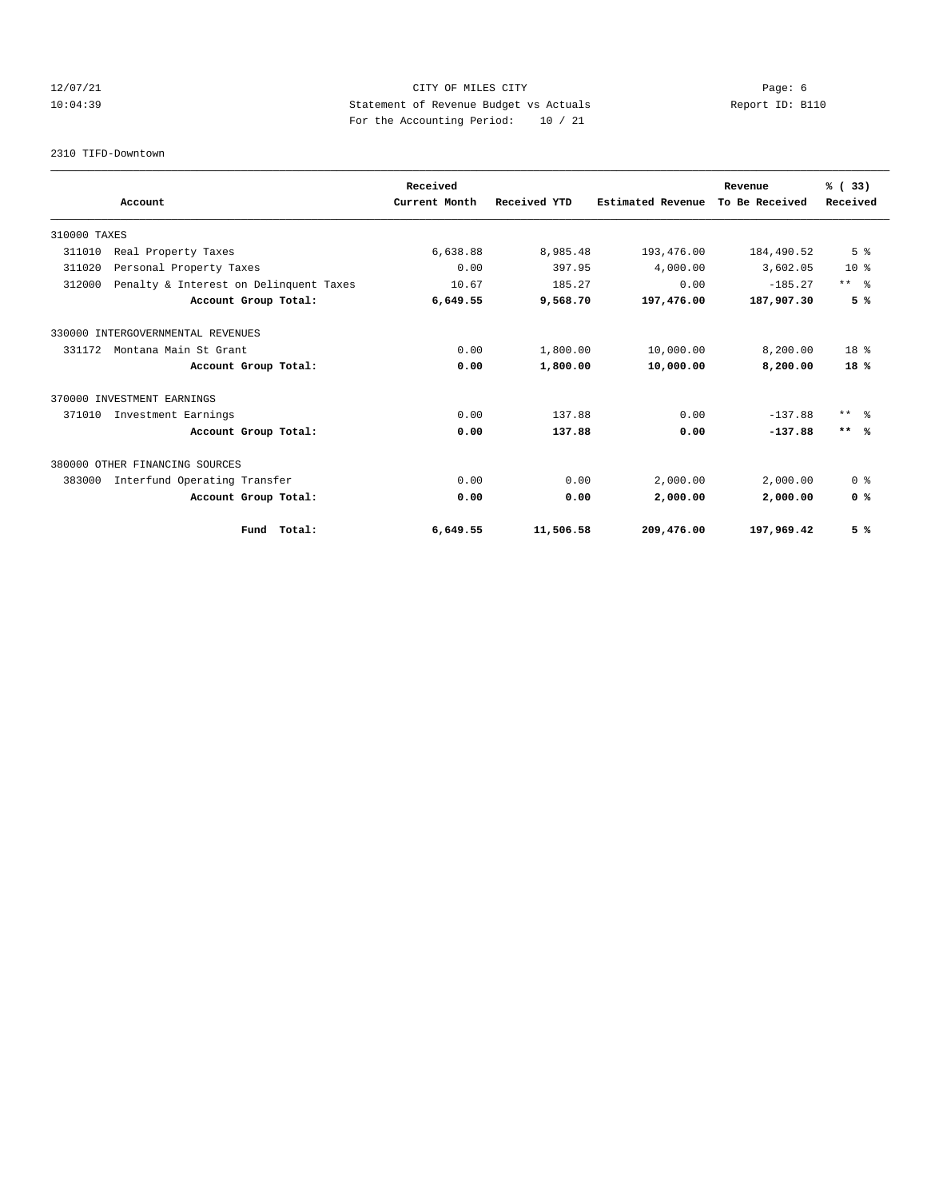CITY OF MILES CITY

Statement of Revenue Budget vs Actuals

For the Accounting Period: 10 / 21

12/07/21
10:04:39

Report ID: B110

2310 TIFD-Downtown

| Account | Received Current Month | Received YTD | Estimated Revenue | Revenue To Be Received | % ( 33) Received |
|---|---|---|---|---|---|
| 310000 TAXES | | | | | |
| 311010 Real Property Taxes | 6,638.88 | 8,985.48 | 193,476.00 | 184,490.52 | 5 % |
| 311020 Personal Property Taxes | 0.00 | 397.95 | 4,000.00 | 3,602.05 | 10 % |
| 312000 Penalty & Interest on Delinquent Taxes | 10.67 | 185.27 | 0.00 | -185.27 | ** % |
| **Account Group Total:** | **6,649.55** | **9,568.70** | **197,476.00** | **187,907.30** | **5 %** |
| 330000 INTERGOVERNMENTAL REVENUES | | | | | |
| 331172 Montana Main St Grant | 0.00 | 1,800.00 | 10,000.00 | 8,200.00 | 18 % |
| **Account Group Total:** | **0.00** | **1,800.00** | **10,000.00** | **8,200.00** | **18 %** |
| 370000 INVESTMENT EARNINGS | | | | | |
| 371010 Investment Earnings | 0.00 | 137.88 | 0.00 | -137.88 | ** % |
| **Account Group Total:** | **0.00** | **137.88** | **0.00** | **-137.88** | **\*\* %** |
| 380000 OTHER FINANCING SOURCES | | | | | |
| 383000 Interfund Operating Transfer | 0.00 | 0.00 | 2,000.00 | 2,000.00 | 0 % |
| **Account Group Total:** | **0.00** | **0.00** | **2,000.00** | **2,000.00** | **0 %** |
| **Fund Total:** | **6,649.55** | **11,506.58** | **209,476.00** | **197,969.42** | **5 %** |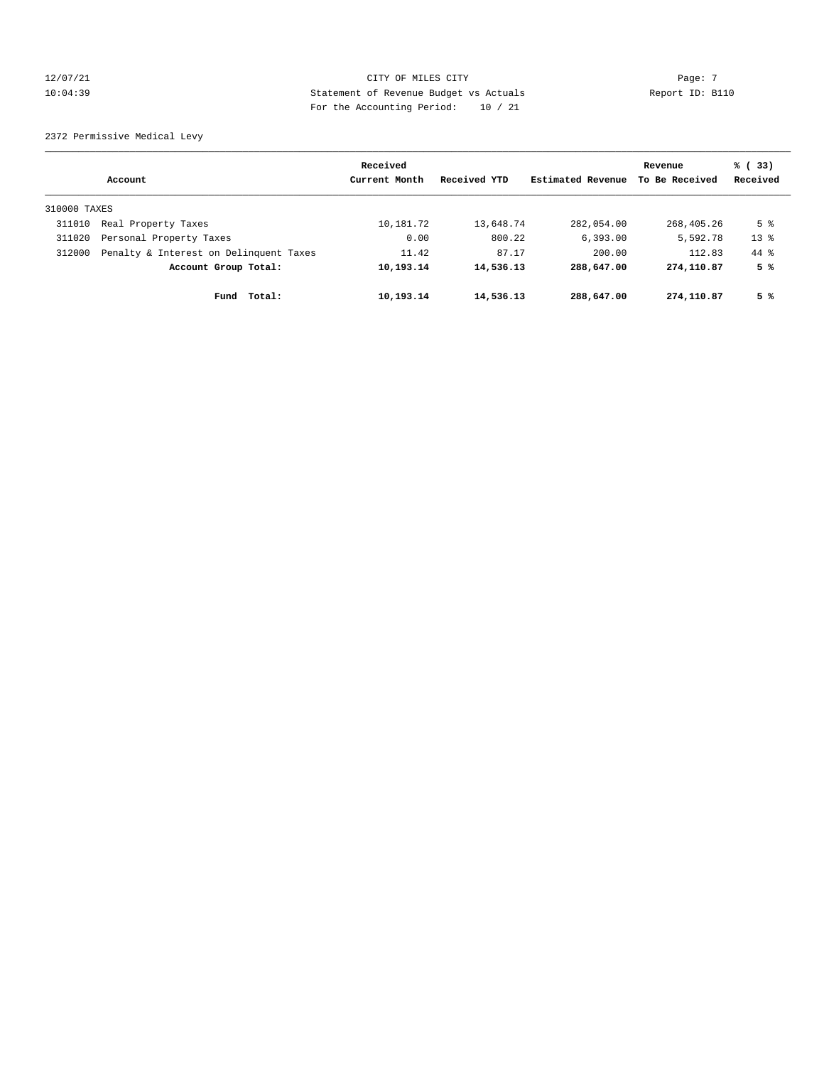CITY OF MILES CITY

Statement of Revenue Budget vs Actuals

For the Accounting Period: 10 / 21

12/07/21 10:04:39

Report ID: B110

2372 Permissive Medical Levy

| Account | | Received Current Month | Received YTD | Estimated Revenue | Revenue To Be Received | % ( 33) Received |
|---|---|---|---|---|---|---|
| 310000 TAXES | | | | | | |
| 311010 | Real Property Taxes | 10,181.72 | 13,648.74 | 282,054.00 | 268,405.26 | 5 % |
| 311020 | Personal Property Taxes | 0.00 | 800.22 | 6,393.00 | 5,592.78 | 13 % |
| 312000 | Penalty & Interest on Delinquent Taxes | 11.42 | 87.17 | 200.00 | 112.83 | 44 % |
| | **Account Group Total:** | **10,193.14** | **14,536.13** | **288,647.00** | **274,110.87** | **5 %** |
| | **Fund Total:** | **10,193.14** | **14,536.13** | **288,647.00** | **274,110.87** | **5 %** |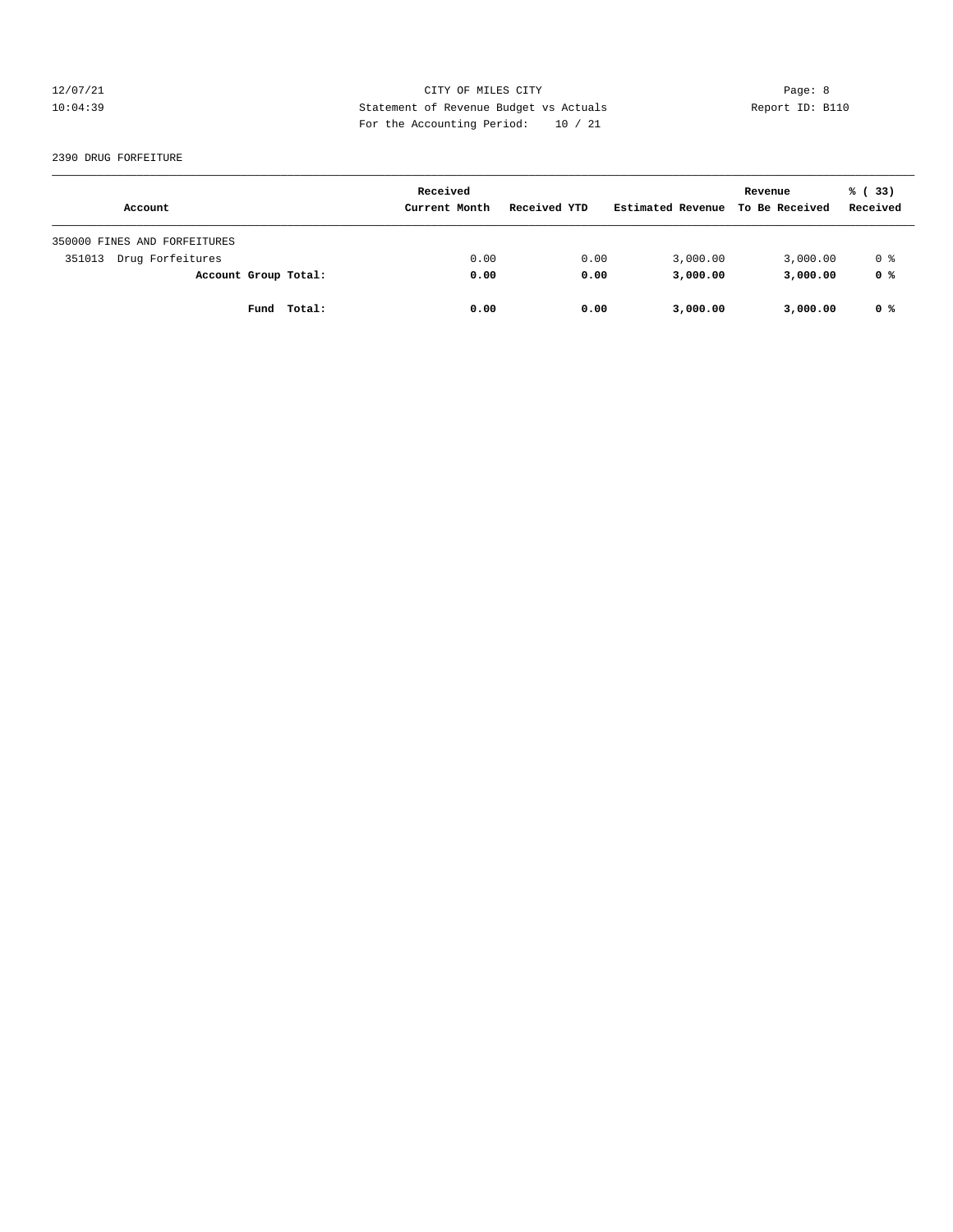12/07/21 CITY OF MILES CITY
10:04:39 Statement of Revenue Budget vs Actuals Report ID: B110
For the Accounting Period: 10 / 21

2390 DRUG FORFEITURE

| Account | Received Current Month | Received YTD | Estimated Revenue | Revenue To Be Received | % ( 33) Received |
|---|---|---|---|---|---|
| 350000 FINES AND FORFEITURES | | | | | |
| 351013 Drug Forfeitures | 0.00 | 0.00 | 3,000.00 | 3,000.00 | 0 % |
| **Account Group Total:** | **0.00** | **0.00** | **3,000.00** | **3,000.00** | **0 %** |
| **Fund Total:** | **0.00** | **0.00** | **3,000.00** | **3,000.00** | **0 %** |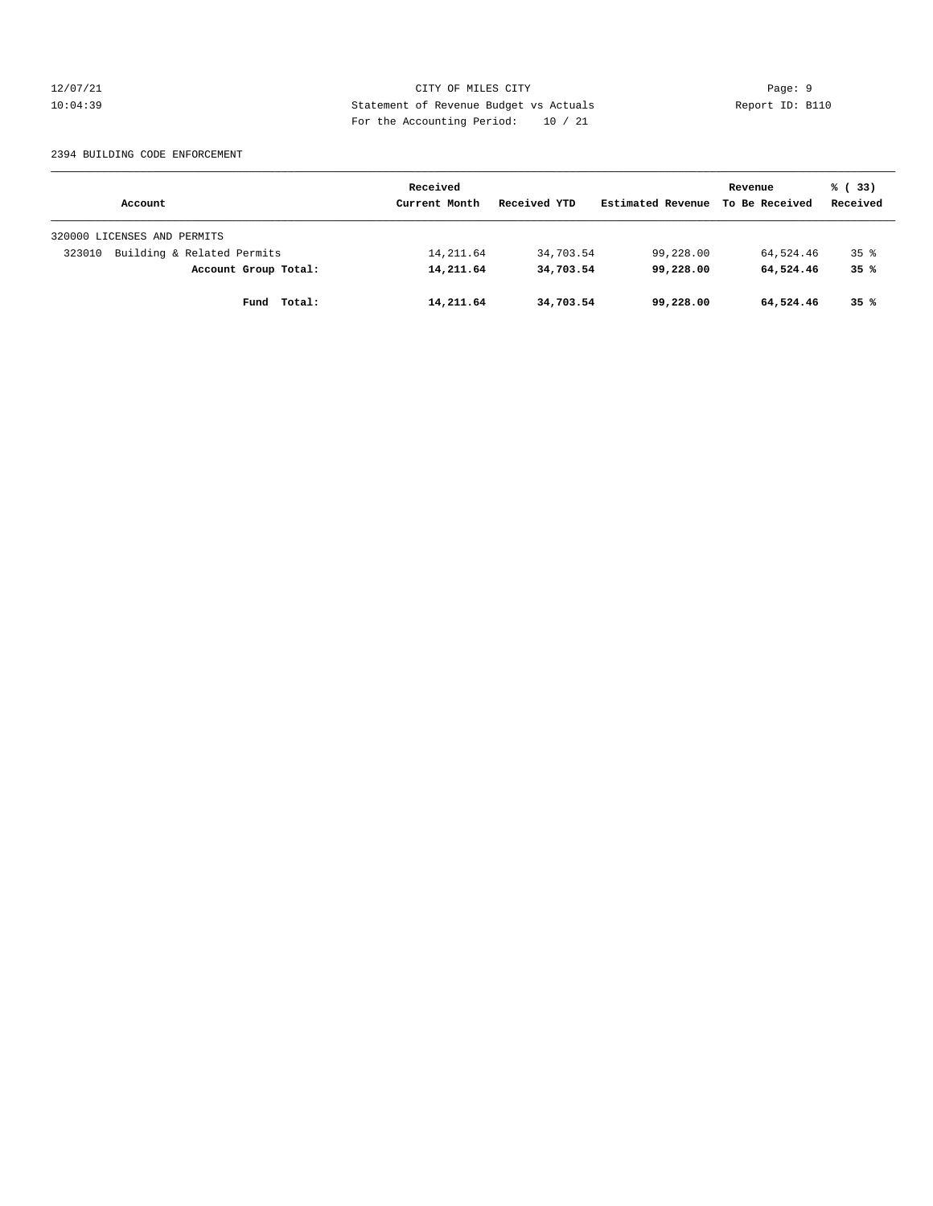2394 BUILDING CODE ENFORCEMENT

| Account | Received Current Month | Received YTD | Estimated Revenue | Revenue To Be Received | % ( 33) Received |
|---|---|---|---|---|---|
| 320000 LICENSES AND PERMITS | | | | | |
| 323010 Building & Related Permits | 14,211.64 | 34,703.54 | 99,228.00 | 64,524.46 | 35 % |
| **Account Group Total:** | **14,211.64** | **34,703.54** | **99,228.00** | **64,524.46** | **35 %** |
| **Fund Total:** | **14,211.64** | **34,703.54** | **99,228.00** | **64,524.46** | **35 %** |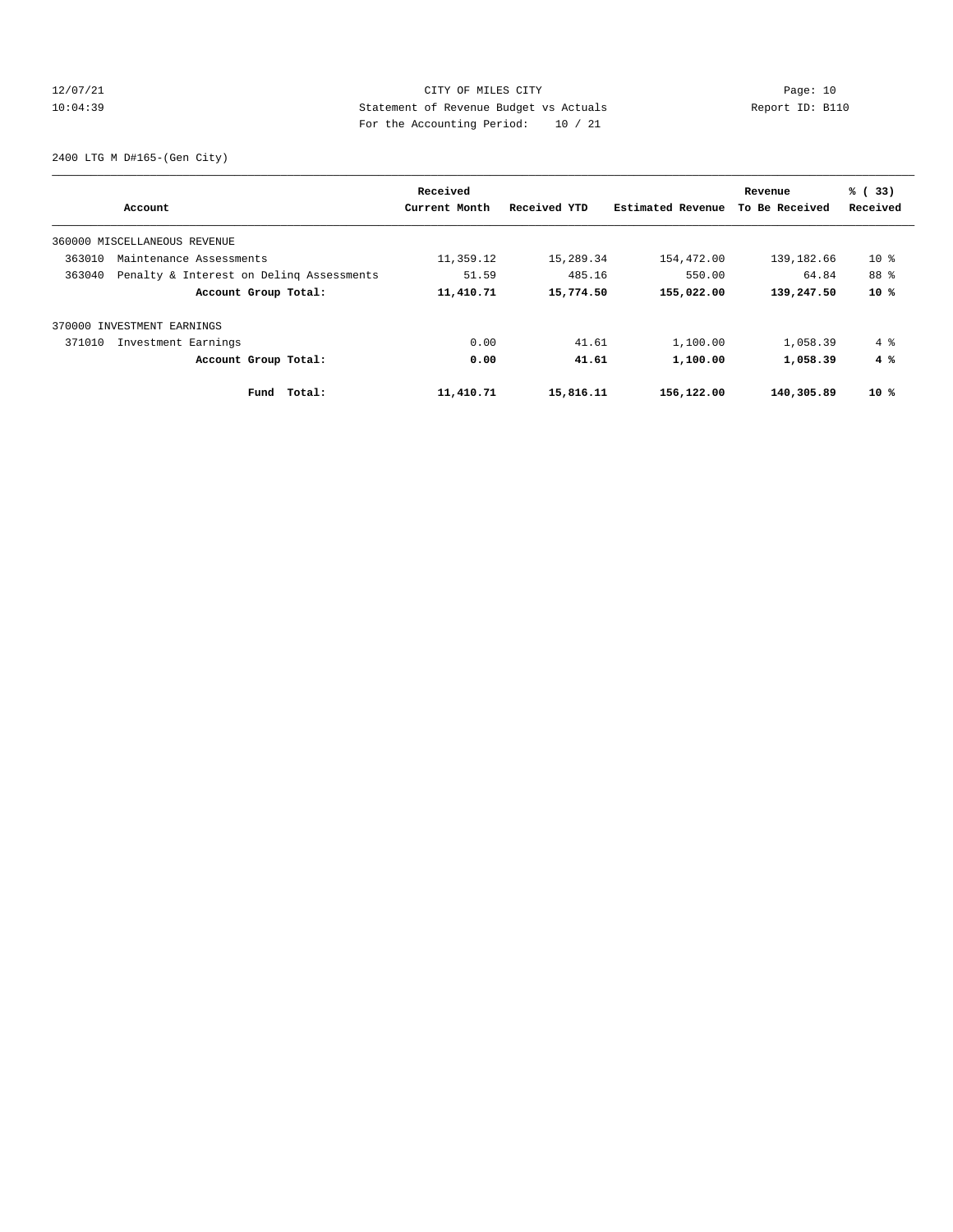12/07/21 CITY OF MILES CITY
10:04:39 Statement of Revenue Budget vs Actuals Report ID: B110
For the Accounting Period: 10 / 21

2400 LTG M D#165-(Gen City)

| Account | Received Current Month | Received YTD | Estimated Revenue | Revenue To Be Received | % ( 33) Received |
|---|---|---|---|---|---|
| 360000 MISCELLANEOUS REVENUE | | | | | |
| 363010 Maintenance Assessments | 11,359.12 | 15,289.34 | 154,472.00 | 139,182.66 | 10 % |
| 363040 Penalty & Interest on Delinq Assessments | 51.59 | 485.16 | 550.00 | 64.84 | 88 % |
| **Account Group Total:** | **11,410.71** | **15,774.50** | **155,022.00** | **139,247.50** | **10 %** |
| 370000 INVESTMENT EARNINGS | | | | | |
| 371010 Investment Earnings | 0.00 | 41.61 | 1,100.00 | 1,058.39 | 4 % |
| **Account Group Total:** | **0.00** | **41.61** | **1,100.00** | **1,058.39** | **4 %** |
| **Fund Total:** | **11,410.71** | **15,816.11** | **156,122.00** | **140,305.89** | **10 %** |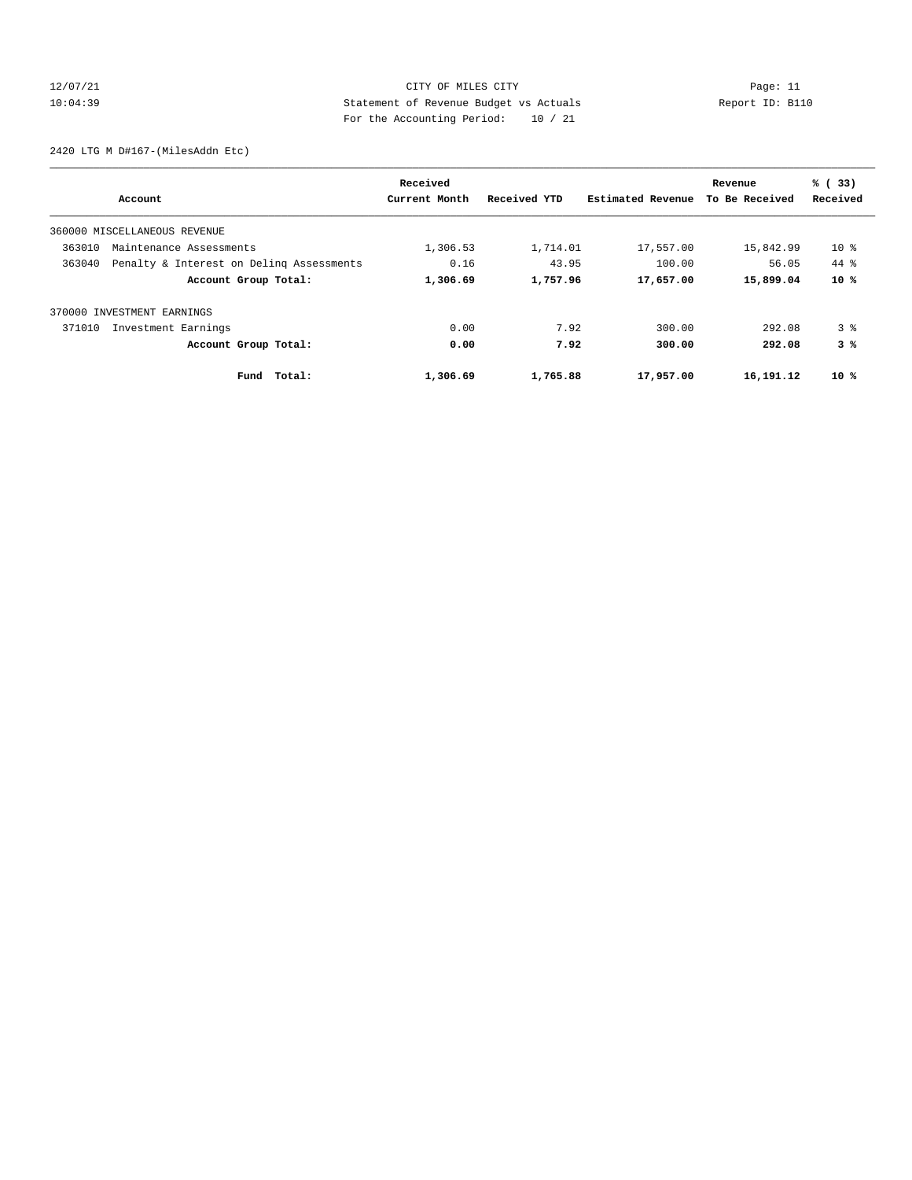12/07/21 CITY OF MILES CITY Page: 11
10:04:39 Statement of Revenue Budget vs Actuals Report ID: B110
For the Accounting Period: 10 / 21

2420 LTG M D#167-(MilesAddn Etc)

| Account | Received Current Month | Received YTD | Estimated Revenue | Revenue To Be Received | % ( 33) Received |
|---|---|---|---|---|---|
| 360000 MISCELLANEOUS REVENUE | | | | | |
| 363010 Maintenance Assessments | 1,306.53 | 1,714.01 | 17,557.00 | 15,842.99 | 10 % |
| 363040 Penalty & Interest on Delinq Assessments | 0.16 | 43.95 | 100.00 | 56.05 | 44 % |
| **Account Group Total:** | **1,306.69** | **1,757.96** | **17,657.00** | **15,899.04** | **10 %** |
| 370000 INVESTMENT EARNINGS | | | | | |
| 371010 Investment Earnings | 0.00 | 7.92 | 300.00 | 292.08 | 3 % |
| **Account Group Total:** | **0.00** | **7.92** | **300.00** | **292.08** | **3 %** |
| **Fund Total:** | **1,306.69** | **1,765.88** | **17,957.00** | **16,191.12** | **10 %** |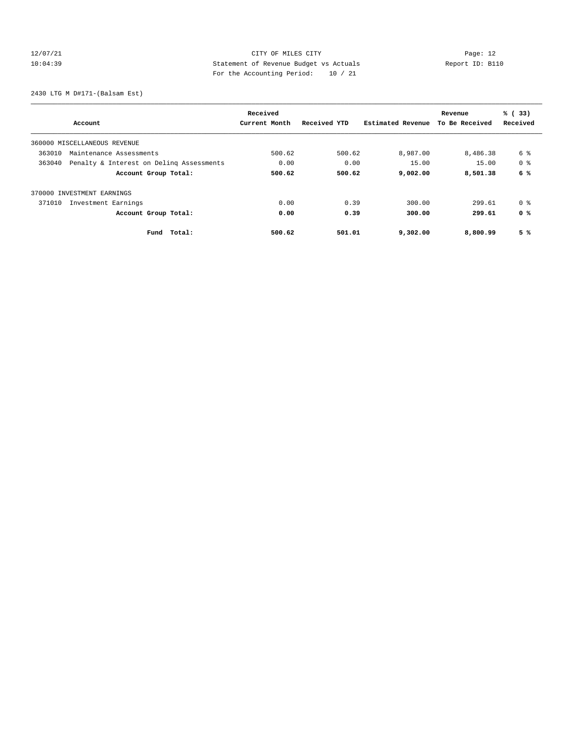CITY OF MILES CITY
Statement of Revenue Budget vs Actuals
For the Accounting Period: 10 / 21

12/07/21
10:04:39

Report ID: B110

2430 LTG M D#171-(Balsam Est)

| Account | Received Current Month | Received YTD | Estimated Revenue | Revenue To Be Received | % ( 33) Received |
|---|---|---|---|---|---|
| 360000 MISCELLANEOUS REVENUE | | | | | |
| 363010 Maintenance Assessments | 500.62 | 500.62 | 8,987.00 | 8,486.38 | 6 % |
| 363040 Penalty & Interest on Delinq Assessments | 0.00 | 0.00 | 15.00 | 15.00 | 0 % |
| **Account Group Total:** | **500.62** | **500.62** | **9,002.00** | **8,501.38** | **6 %** |
| 370000 INVESTMENT EARNINGS | | | | | |
| 371010 Investment Earnings | 0.00 | 0.39 | 300.00 | 299.61 | 0 % |
| **Account Group Total:** | **0.00** | **0.39** | **300.00** | **299.61** | **0 %** |
| **Fund Total:** | **500.62** | **501.01** | **9,302.00** | **8,800.99** | **5 %** |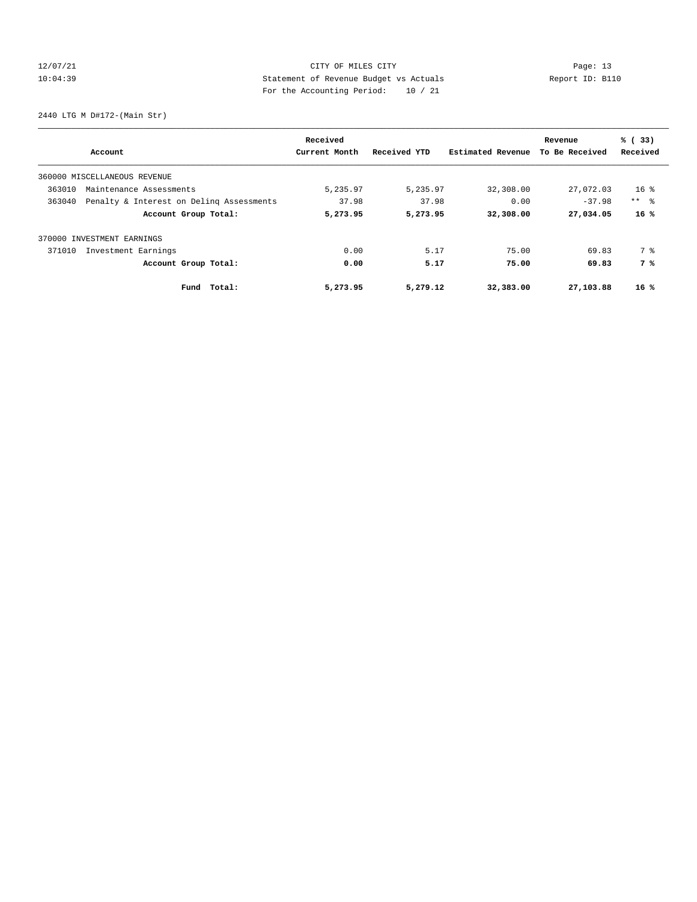CITY OF MILES CITY
Statement of Revenue Budget vs Actuals
For the Accounting Period: 10 / 21

12/07/21
10:04:39

Report ID: B110

2440 LTG M D#172-(Main Str)

| Account | Received Current Month | Received YTD | Estimated Revenue | Revenue To Be Received | % ( 33) Received |
|---|---|---|---|---|---|
| 360000 MISCELLANEOUS REVENUE | | | | | |
| 363010 Maintenance Assessments | 5,235.97 | 5,235.97 | 32,308.00 | 27,072.03 | 16 % |
| 363040 Penalty & Interest on Delinq Assessments | 37.98 | 37.98 | 0.00 | -37.98 | ** % |
| **Account Group Total:** | **5,273.95** | **5,273.95** | **32,308.00** | **27,034.05** | **16 %** |
| 370000 INVESTMENT EARNINGS | | | | | |
| 371010 Investment Earnings | 0.00 | 5.17 | 75.00 | 69.83 | 7 % |
| **Account Group Total:** | **0.00** | **5.17** | **75.00** | **69.83** | **7 %** |
| **Fund Total:** | **5,273.95** | **5,279.12** | **32,383.00** | **27,103.88** | **16 %** |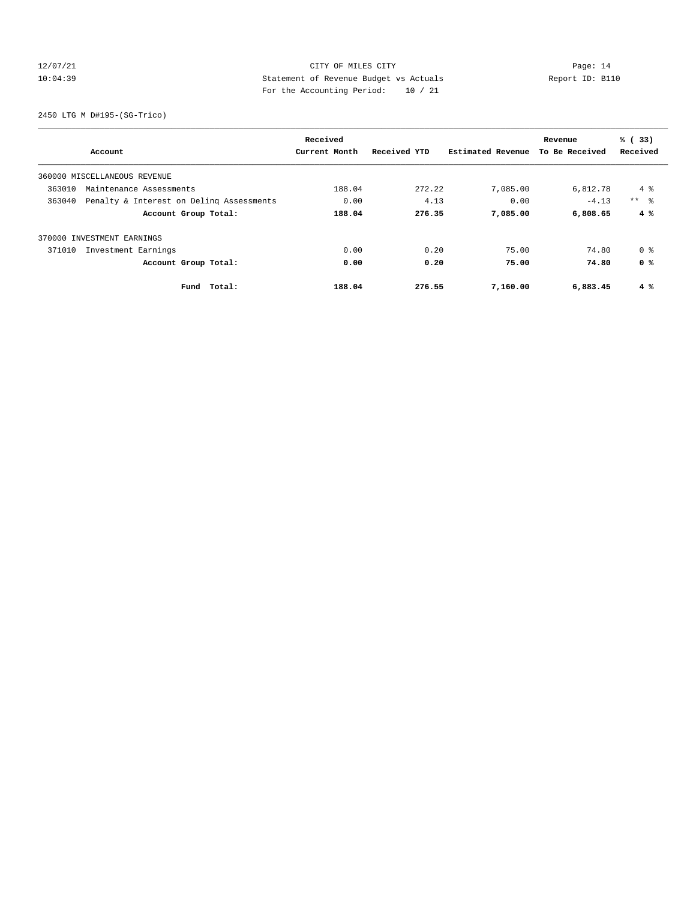12/07/21 CITY OF MILES CITY
10:04:39 Statement of Revenue Budget vs Actuals Report ID: B110
For the Accounting Period: 10 / 21

2450 LTG M D#195-(SG-Trico)

| Account | Received Current Month | Received YTD | Estimated Revenue | Revenue To Be Received | % ( 33) Received |
|---|---|---|---|---|---|
| 360000 MISCELLANEOUS REVENUE | | | | | |
| 363010 Maintenance Assessments | 188.04 | 272.22 | 7,085.00 | 6,812.78 | 4 % |
| 363040 Penalty & Interest on Delinq Assessments | 0.00 | 4.13 | 0.00 | -4.13 | ** % |
| **Account Group Total:** | **188.04** | **276.35** | **7,085.00** | **6,808.65** | **4 %** |
| 370000 INVESTMENT EARNINGS | | | | | |
| 371010 Investment Earnings | 0.00 | 0.20 | 75.00 | 74.80 | 0 % |
| **Account Group Total:** | **0.00** | **0.20** | **75.00** | **74.80** | **0 %** |
| **Fund Total:** | **188.04** | **276.55** | **7,160.00** | **6,883.45** | **4 %** |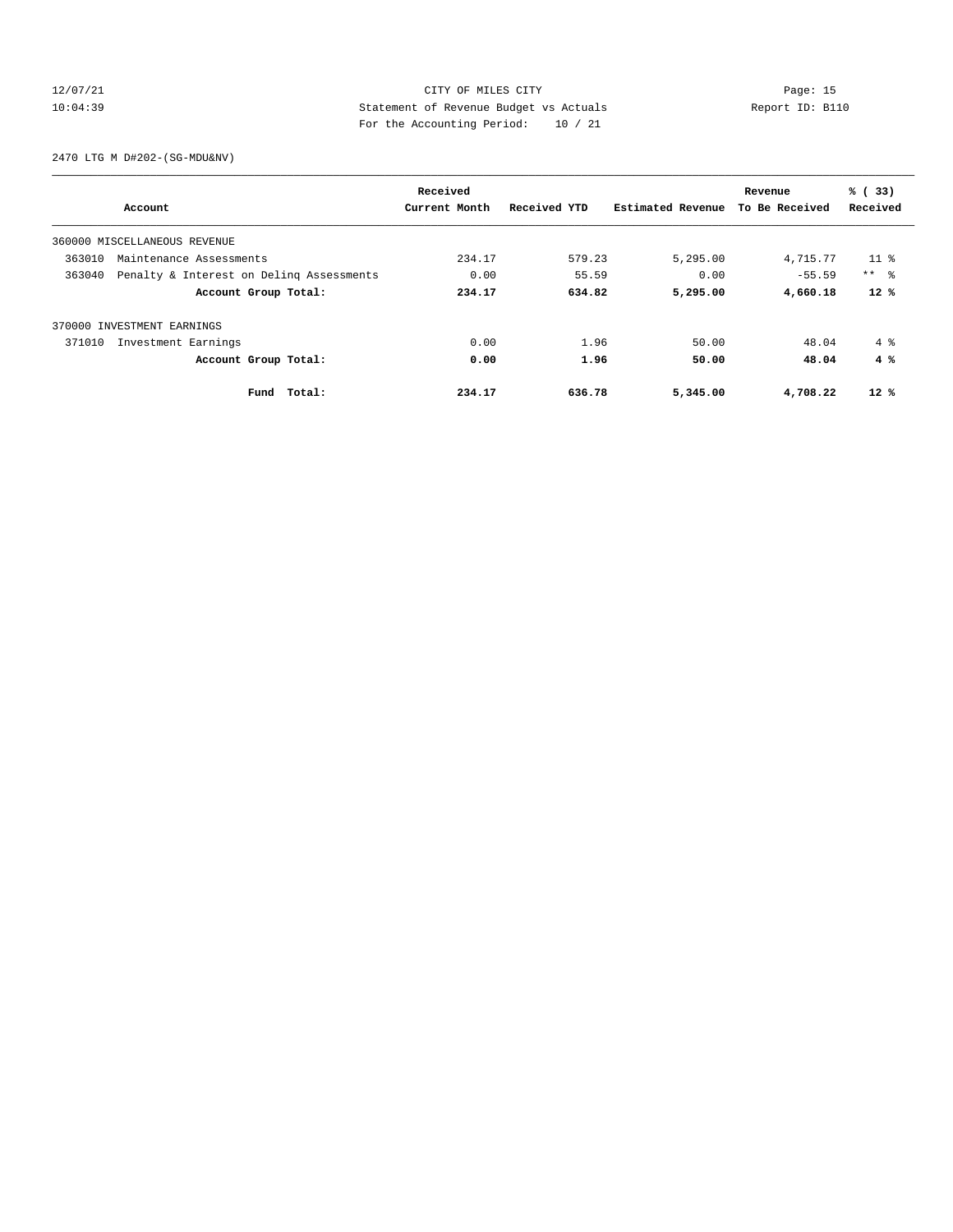12/07/21 CITY OF MILES CITY Page: 15
10:04:39 Statement of Revenue Budget vs Actuals Report ID: B110
For the Accounting Period: 10 / 21

2470 LTG M D#202-(SG-MDU&NV)

| Account | Received Current Month | Received YTD | Estimated Revenue | Revenue To Be Received | % ( 33) Received |
|---|---|---|---|---|---|
| 360000 MISCELLANEOUS REVENUE | | | | | |
| 363010 Maintenance Assessments | 234.17 | 579.23 | 5,295.00 | 4,715.77 | 11 % |
| 363040 Penalty & Interest on Delinq Assessments | 0.00 | 55.59 | 0.00 | -55.59 | ** % |
| **Account Group Total:** | **234.17** | **634.82** | **5,295.00** | **4,660.18** | **12 %** |
| 370000 INVESTMENT EARNINGS | | | | | |
| 371010 Investment Earnings | 0.00 | 1.96 | 50.00 | 48.04 | 4 % |
| **Account Group Total:** | **0.00** | **1.96** | **50.00** | **48.04** | **4 %** |
| **Fund Total:** | **234.17** | **636.78** | **5,345.00** | **4,708.22** | **12 %** |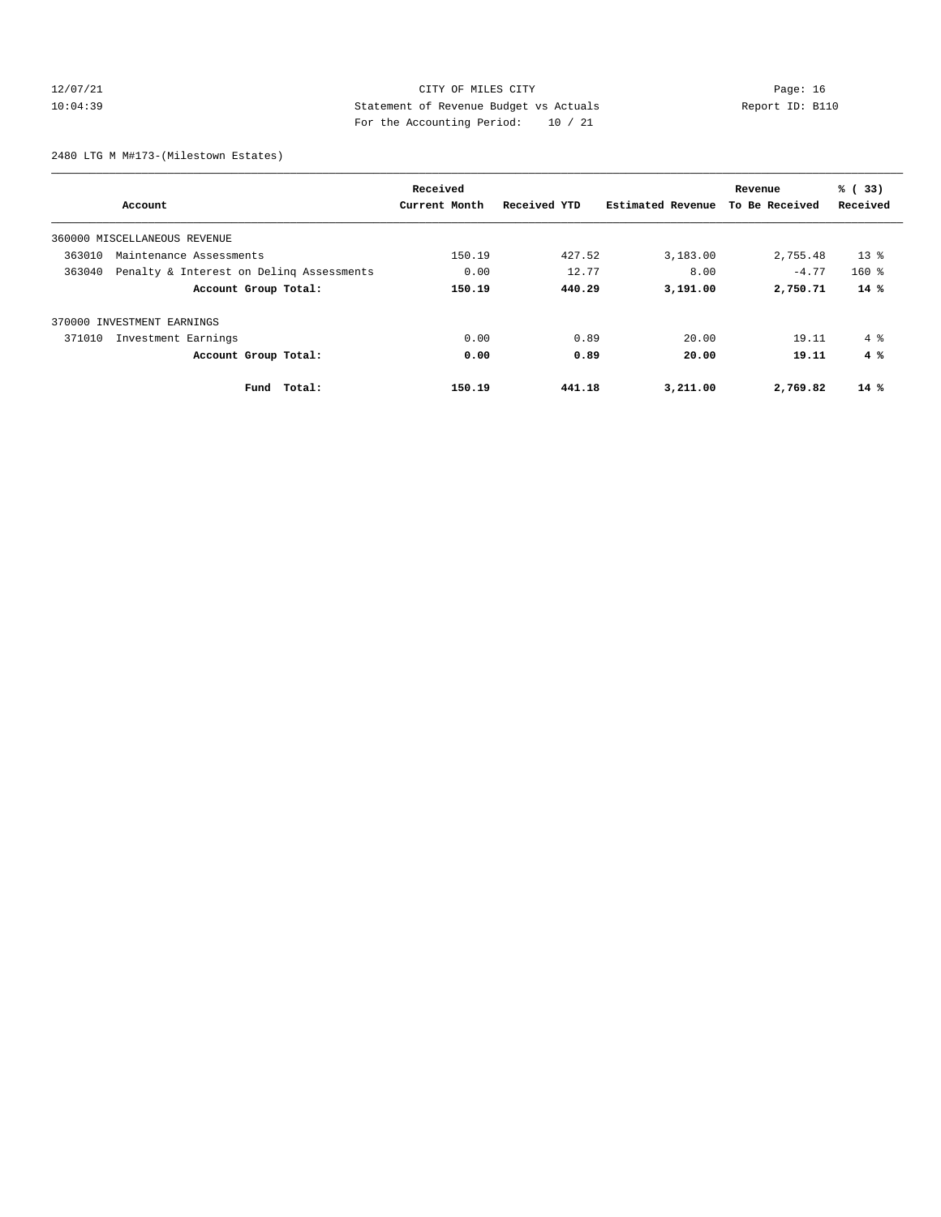CITY OF MILES CITY
Statement of Revenue Budget vs Actuals
For the Accounting Period: 10 / 21

12/07/21
10:04:39

Report ID: B110

2480 LTG M M#173-(Milestown Estates)

| Account | Received Current Month | Received YTD | Estimated Revenue | Revenue To Be Received | % ( 33) Received |
|---|---|---|---|---|---|
| 360000 MISCELLANEOUS REVENUE | | | | | |
| 363010 Maintenance Assessments | 150.19 | 427.52 | 3,183.00 | 2,755.48 | 13 % |
| 363040 Penalty & Interest on Delinq Assessments | 0.00 | 12.77 | 8.00 | -4.77 | 160 % |
| **Account Group Total:** | **150.19** | **440.29** | **3,191.00** | **2,750.71** | **14 %** |
| 370000 INVESTMENT EARNINGS | | | | | |
| 371010 Investment Earnings | 0.00 | 0.89 | 20.00 | 19.11 | 4 % |
| **Account Group Total:** | **0.00** | **0.89** | **20.00** | **19.11** | **4 %** |
| **Fund Total:** | **150.19** | **441.18** | **3,211.00** | **2,769.82** | **14 %** |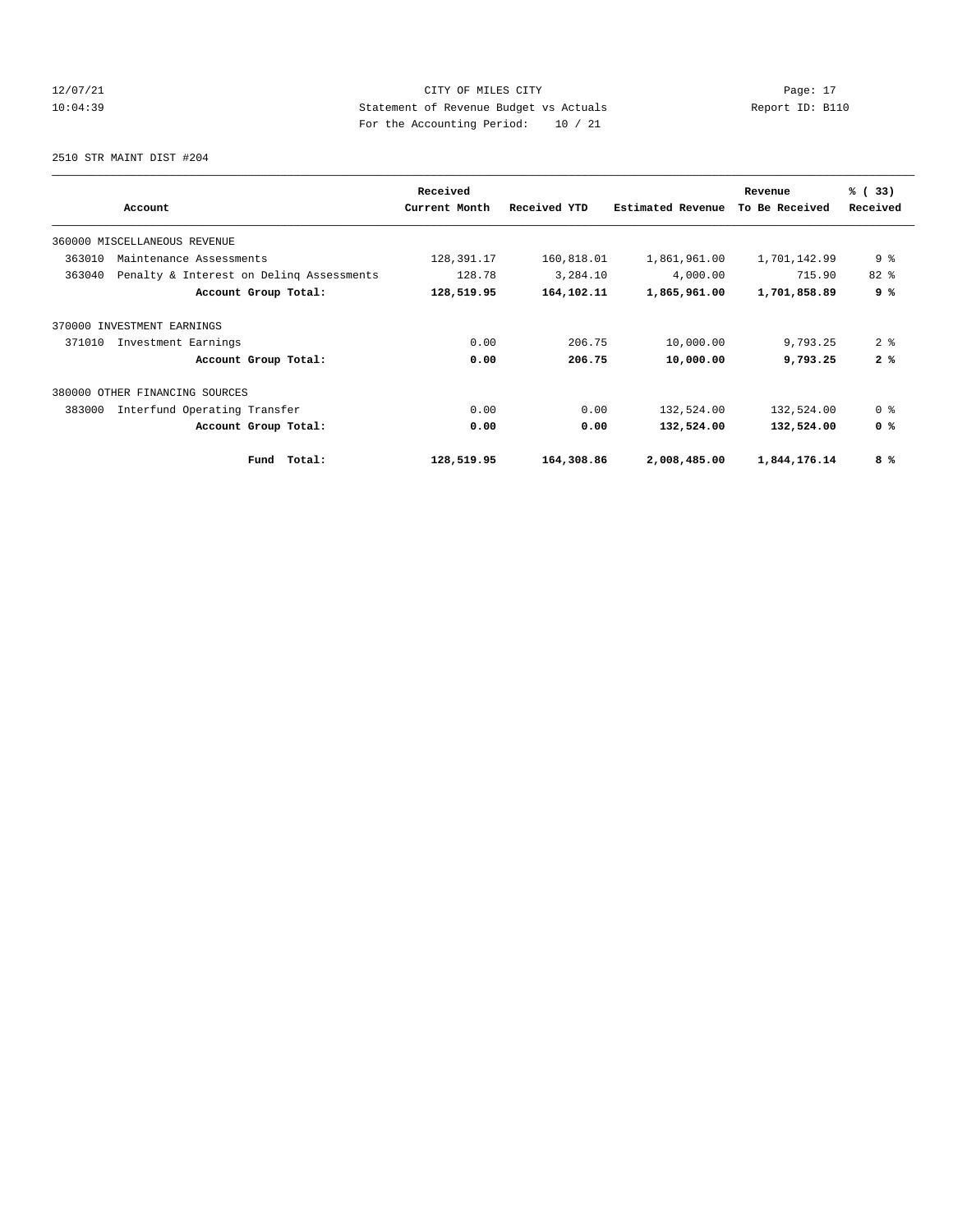12/07/21 CITY OF MILES CITY
10:04:39 Statement of Revenue Budget vs Actuals Report ID: B110
For the Accounting Period: 10 / 21

2510 STR MAINT DIST #204

| Account | Received Current Month | Received YTD | Estimated Revenue | Revenue To Be Received | % ( 33) Received |
|---|---|---|---|---|---|
| 360000 MISCELLANEOUS REVENUE | | | | | |
| 363010 Maintenance Assessments | 128,391.17 | 160,818.01 | 1,861,961.00 | 1,701,142.99 | 9 % |
| 363040 Penalty & Interest on Delinq Assessments | 128.78 | 3,284.10 | 4,000.00 | 715.90 | 82 % |
| **Account Group Total:** | **128,519.95** | **164,102.11** | **1,865,961.00** | **1,701,858.89** | **9 %** |
| 370000 INVESTMENT EARNINGS | | | | | |
| 371010 Investment Earnings | 0.00 | 206.75 | 10,000.00 | 9,793.25 | 2 % |
| **Account Group Total:** | **0.00** | **206.75** | **10,000.00** | **9,793.25** | **2 %** |
| 380000 OTHER FINANCING SOURCES | | | | | |
| 383000 Interfund Operating Transfer | 0.00 | 0.00 | 132,524.00 | 132,524.00 | 0 % |
| **Account Group Total:** | **0.00** | **0.00** | **132,524.00** | **132,524.00** | **0 %** |
| **Fund Total:** | **128,519.95** | **164,308.86** | **2,008,485.00** | **1,844,176.14** | **8 %** |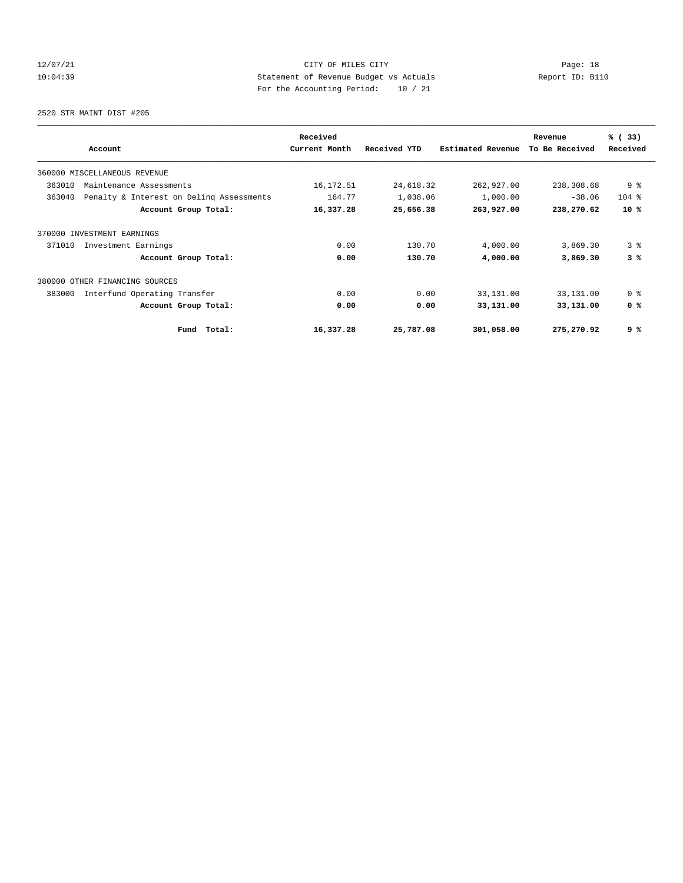CITY OF MILES CITY
Statement of Revenue Budget vs Actuals
For the Accounting Period: 10 / 21

12/07/21
10:04:39

Report ID: B110

2520 STR MAINT DIST #205

| Account | Received Current Month | Received YTD | Estimated Revenue | Revenue To Be Received | % ( 33) Received |
|---|---|---|---|---|---|
| 360000 MISCELLANEOUS REVENUE | | | | | |
| 363010 Maintenance Assessments | 16,172.51 | 24,618.32 | 262,927.00 | 238,308.68 | 9 % |
| 363040 Penalty & Interest on Delinq Assessments | 164.77 | 1,038.06 | 1,000.00 | -38.06 | 104 % |
| **Account Group Total:** | **16,337.28** | **25,656.38** | **263,927.00** | **238,270.62** | **10 %** |
| 370000 INVESTMENT EARNINGS | | | | | |
| 371010 Investment Earnings | 0.00 | 130.70 | 4,000.00 | 3,869.30 | 3 % |
| **Account Group Total:** | **0.00** | **130.70** | **4,000.00** | **3,869.30** | **3 %** |
| 380000 OTHER FINANCING SOURCES | | | | | |
| 383000 Interfund Operating Transfer | 0.00 | 0.00 | 33,131.00 | 33,131.00 | 0 % |
| **Account Group Total:** | **0.00** | **0.00** | **33,131.00** | **33,131.00** | **0 %** |
| **Fund Total:** | **16,337.28** | **25,787.08** | **301,058.00** | **275,270.92** | **9 %** |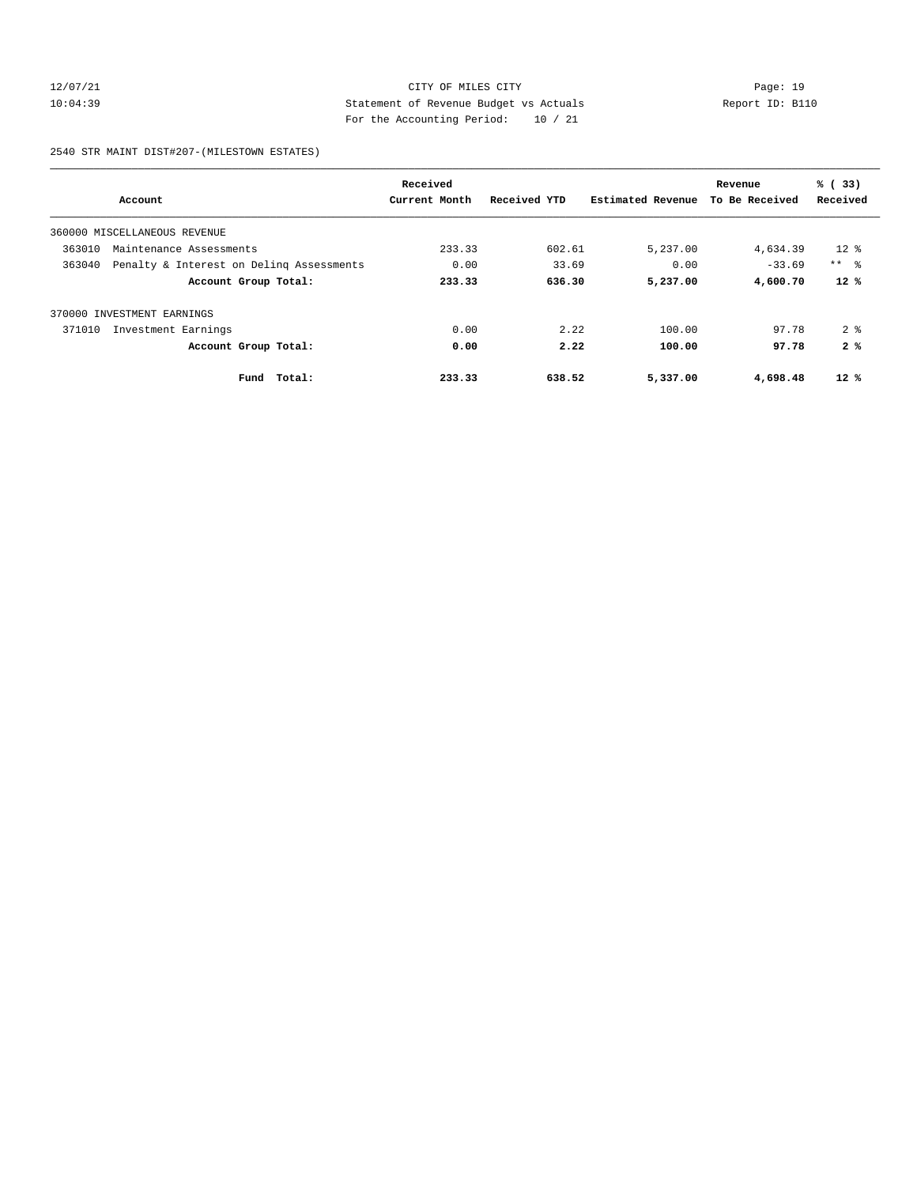12/07/21 CITY OF MILES CITY
10:04:39 Statement of Revenue Budget vs Actuals Report ID: B110
For the Accounting Period: 10 / 21

2540 STR MAINT DIST#207-(MILESTOWN ESTATES)

| Account | Received Current Month | Received YTD | Estimated Revenue | Revenue To Be Received | % ( 33) Received |
|---|---|---|---|---|---|
| 360000 MISCELLANEOUS REVENUE | | | | | |
| 363010 Maintenance Assessments | 233.33 | 602.61 | 5,237.00 | 4,634.39 | 12 % |
| 363040 Penalty & Interest on Delinq Assessments | 0.00 | 33.69 | 0.00 | -33.69 | ** % |
| **Account Group Total:** | **233.33** | **636.30** | **5,237.00** | **4,600.70** | **12 %** |
| 370000 INVESTMENT EARNINGS | | | | | |
| 371010 Investment Earnings | 0.00 | 2.22 | 100.00 | 97.78 | 2 % |
| **Account Group Total:** | **0.00** | **2.22** | **100.00** | **97.78** | **2 %** |
| **Fund Total:** | **233.33** | **638.52** | **5,337.00** | **4,698.48** | **12 %** |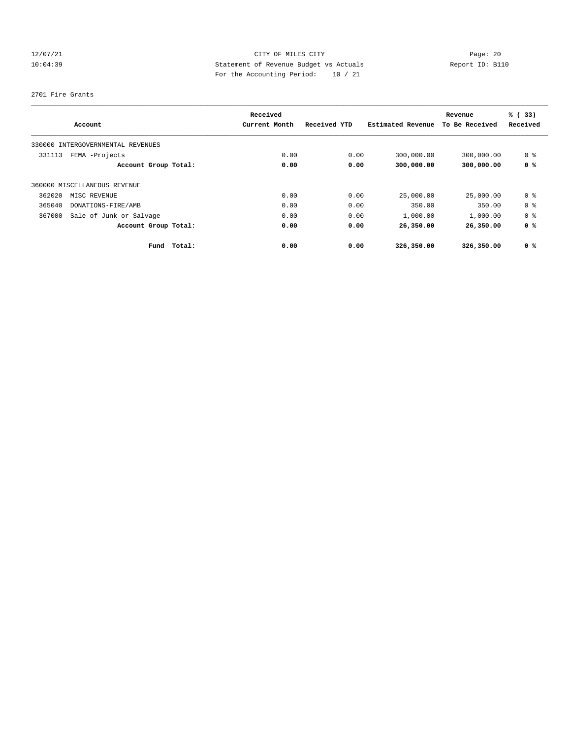CITY OF MILES CITY
Statement of Revenue Budget vs Actuals
For the Accounting Period: 10 / 21

12/07/21
10:04:39

Report ID: B110

2701 Fire Grants

| Account | Received Current Month | Received YTD | Estimated Revenue | Revenue To Be Received | % ( 33) Received |
|---|---|---|---|---|---|
| 330000 INTERGOVERNMENTAL REVENUES | | | | | |
| 331113 FEMA -Projects | 0.00 | 0.00 | 300,000.00 | 300,000.00 | 0 % |
| **Account Group Total:** | **0.00** | **0.00** | **300,000.00** | **300,000.00** | **0 %** |
| 360000 MISCELLANEOUS REVENUE | | | | | |
| 362020 MISC REVENUE | 0.00 | 0.00 | 25,000.00 | 25,000.00 | 0 % |
| 365040 DONATIONS-FIRE/AMB | 0.00 | 0.00 | 350.00 | 350.00 | 0 % |
| 367000 Sale of Junk or Salvage | 0.00 | 0.00 | 1,000.00 | 1,000.00 | 0 % |
| **Account Group Total:** | **0.00** | **0.00** | **26,350.00** | **26,350.00** | **0 %** |
| **Fund Total:** | **0.00** | **0.00** | **326,350.00** | **326,350.00** | **0 %** |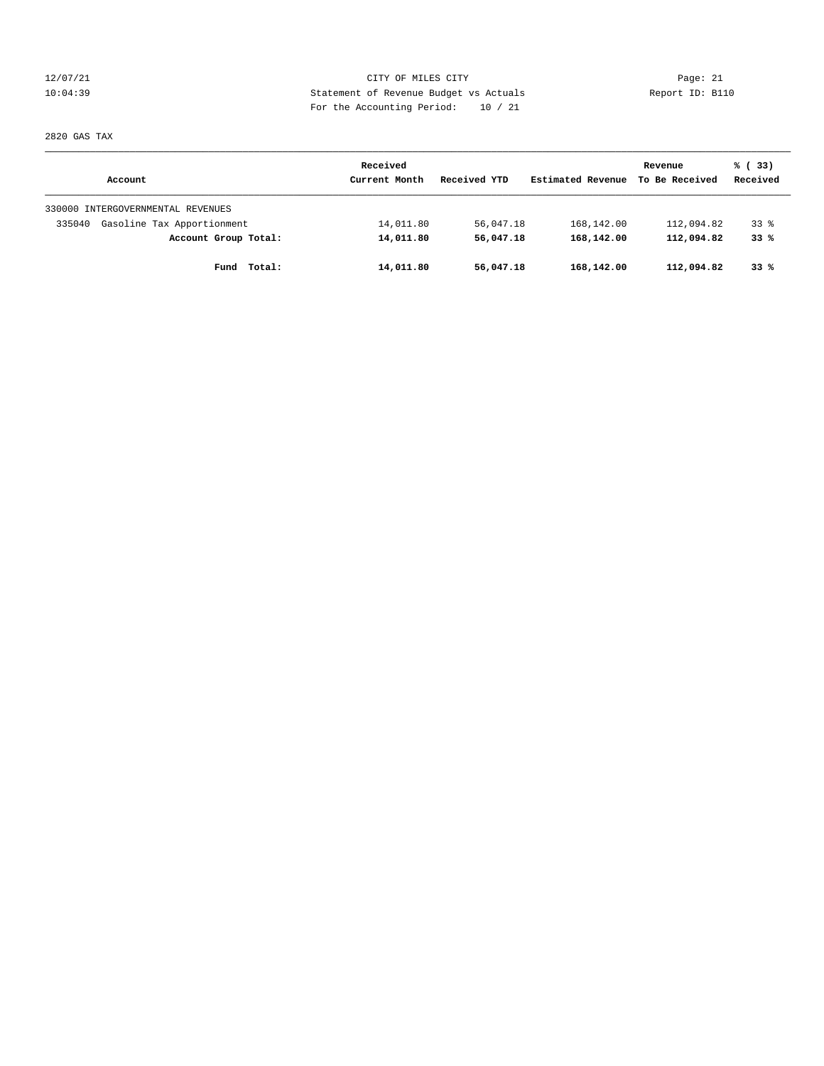CITY OF MILES CITY
Statement of Revenue Budget vs Actuals
For the Accounting Period: 10 / 21

12/07/21
10:04:39

Report ID: B110

2820 GAS TAX

| Account | Received Current Month | Received YTD | Estimated Revenue | Revenue To Be Received | % ( 33) Received |
|---|---|---|---|---|---|
| 330000 INTERGOVERNMENTAL REVENUES | | | | | |
| 335040 Gasoline Tax Apportionment | 14,011.80 | 56,047.18 | 168,142.00 | 112,094.82 | 33 % |
| **Account Group Total:** | **14,011.80** | **56,047.18** | **168,142.00** | **112,094.82** | **33 %** |
| **Fund Total:** | **14,011.80** | **56,047.18** | **168,142.00** | **112,094.82** | **33 %** |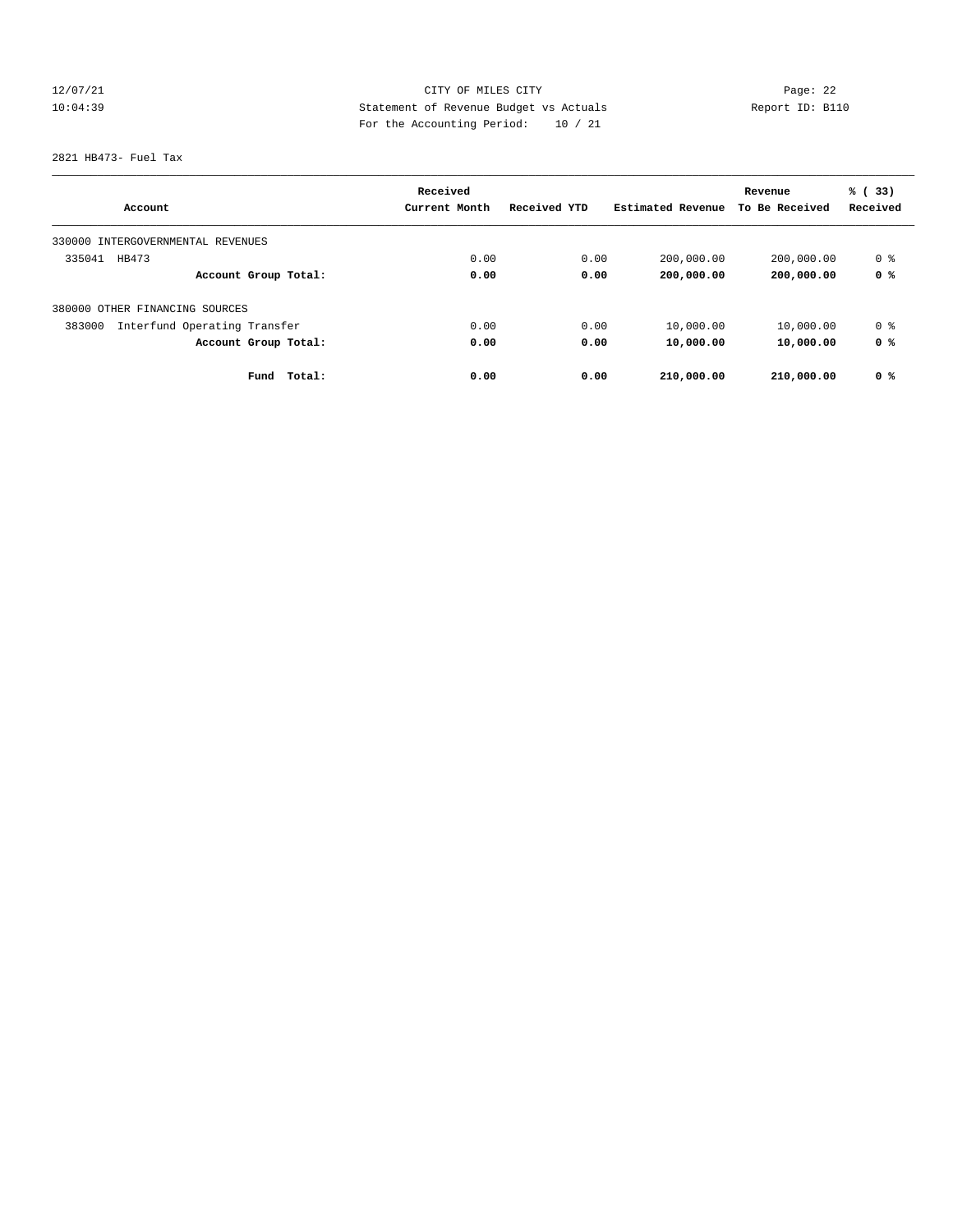2821 HB473- Fuel Tax

| Account | Received Current Month | Received YTD | Estimated Revenue | Revenue To Be Received | % ( 33) Received |
|---|---|---|---|---|---|
| 330000 INTERGOVERNMENTAL REVENUES | | | | | |
| 335041 HB473 | 0.00 | 0.00 | 200,000.00 | 200,000.00 | 0 % |
| **Account Group Total:** | **0.00** | **0.00** | **200,000.00** | **200,000.00** | **0 %** |
| 380000 OTHER FINANCING SOURCES | | | | | |
| 383000 Interfund Operating Transfer | 0.00 | 0.00 | 10,000.00 | 10,000.00 | 0 % |
| **Account Group Total:** | **0.00** | **0.00** | **10,000.00** | **10,000.00** | **0 %** |
| **Fund Total:** | **0.00** | **0.00** | **210,000.00** | **210,000.00** | **0 %** |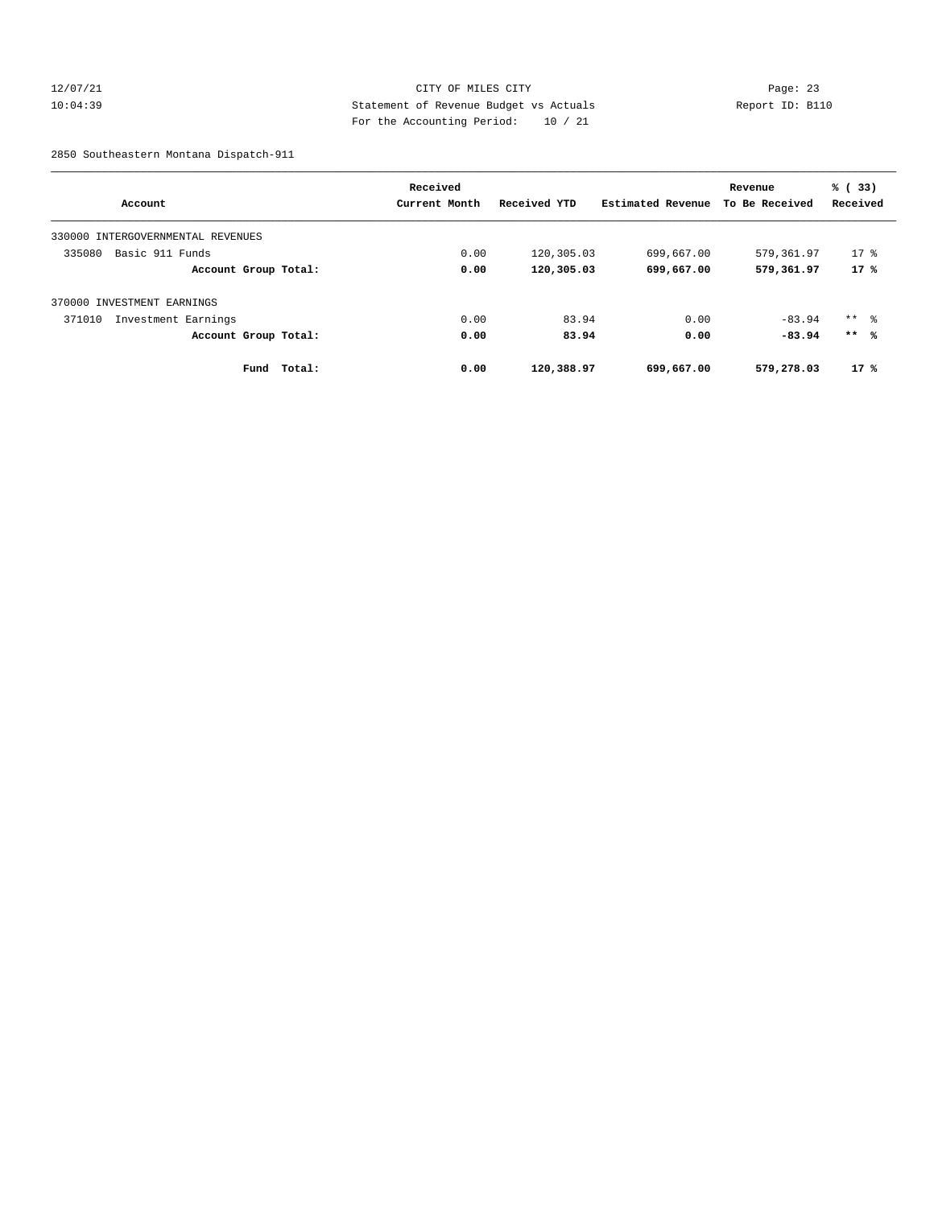CITY OF MILES CITY

Statement of Revenue Budget vs Actuals

For the Accounting Period: 10 / 21

12/07/21
10:04:39

Report ID: B110

2850 Southeastern Montana Dispatch-911

| Account | Received Current Month | Received YTD | Estimated Revenue | Revenue To Be Received | % ( 33) Received |
|---|---|---|---|---|---|
| 330000 INTERGOVERNMENTAL REVENUES | | | | | |
| 335080 Basic 911 Funds | 0.00 | 120,305.03 | 699,667.00 | 579,361.97 | 17 % |
| **Account Group Total:** | **0.00** | **120,305.03** | **699,667.00** | **579,361.97** | **17 %** |
| 370000 INVESTMENT EARNINGS | | | | | |
| 371010 Investment Earnings | 0.00 | 83.94 | 0.00 | -83.94 | ** % |
| **Account Group Total:** | **0.00** | **83.94** | **0.00** | **-83.94** | **\*\* %** |
| **Fund Total:** | **0.00** | **120,388.97** | **699,667.00** | **579,278.03** | **17 %** |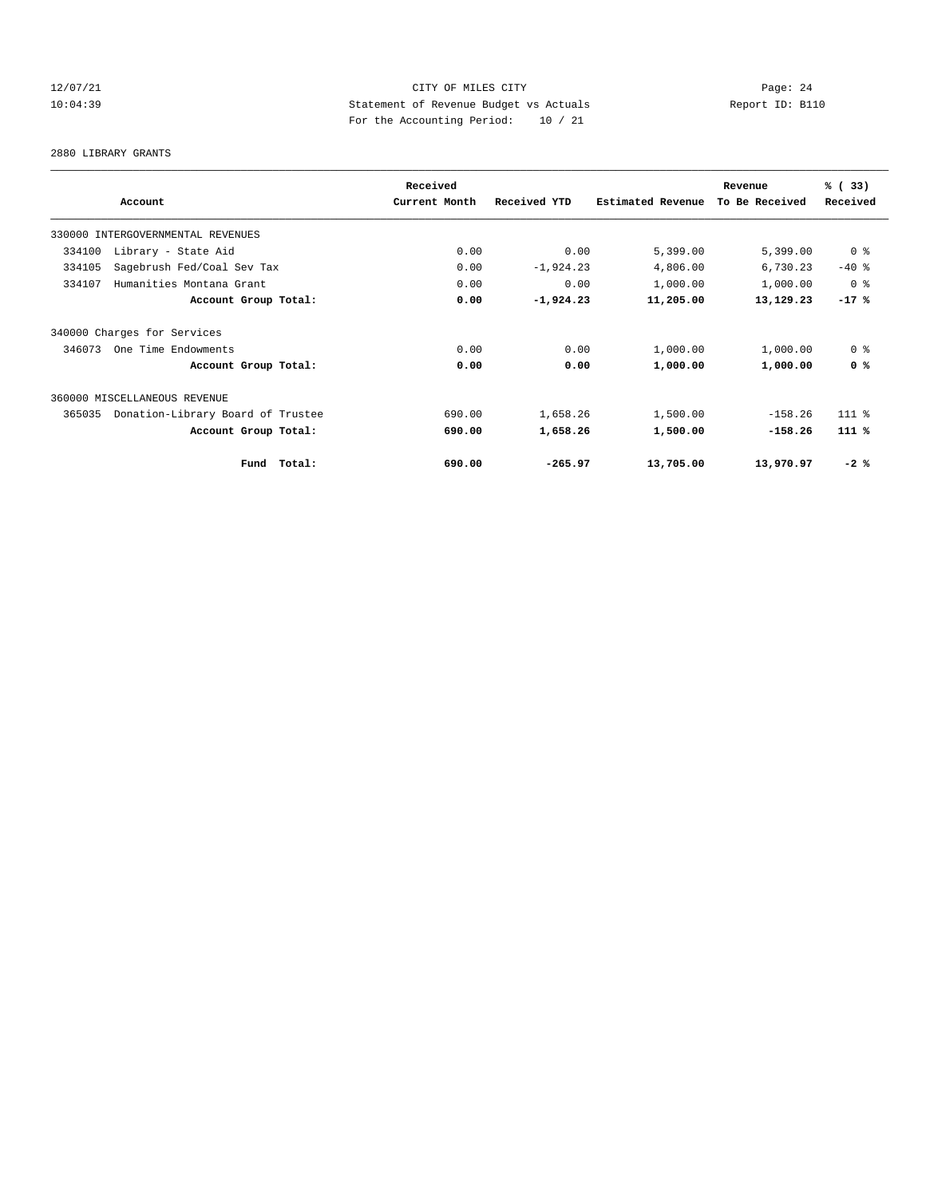CITY OF MILES CITY

Statement of Revenue Budget vs Actuals

For the Accounting Period: 10 / 21

12/07/21
10:04:39

Report ID: B110

2880 LIBRARY GRANTS

| Account | Received Current Month | Received YTD | Estimated Revenue | Revenue To Be Received | % ( 33) Received |
|---|---|---|---|---|---|
| 330000 INTERGOVERNMENTAL REVENUES | | | | | |
| 334100 Library - State Aid | 0.00 | 0.00 | 5,399.00 | 5,399.00 | 0 % |
| 334105 Sagebrush Fed/Coal Sev Tax | 0.00 | -1,924.23 | 4,806.00 | 6,730.23 | -40 % |
| 334107 Humanities Montana Grant | 0.00 | 0.00 | 1,000.00 | 1,000.00 | 0 % |
| **Account Group Total:** | **0.00** | **-1,924.23** | **11,205.00** | **13,129.23** | **-17 %** |
| 340000 Charges for Services | | | | | |
| 346073 One Time Endowments | 0.00 | 0.00 | 1,000.00 | 1,000.00 | 0 % |
| **Account Group Total:** | **0.00** | **0.00** | **1,000.00** | **1,000.00** | **0 %** |
| 360000 MISCELLANEOUS REVENUE | | | | | |
| 365035 Donation-Library Board of Trustee | 690.00 | 1,658.26 | 1,500.00 | -158.26 | 111 % |
| **Account Group Total:** | **690.00** | **1,658.26** | **1,500.00** | **-158.26** | **111 %** |
| **Fund Total:** | **690.00** | **-265.97** | **13,705.00** | **13,970.97** | **-2 %** |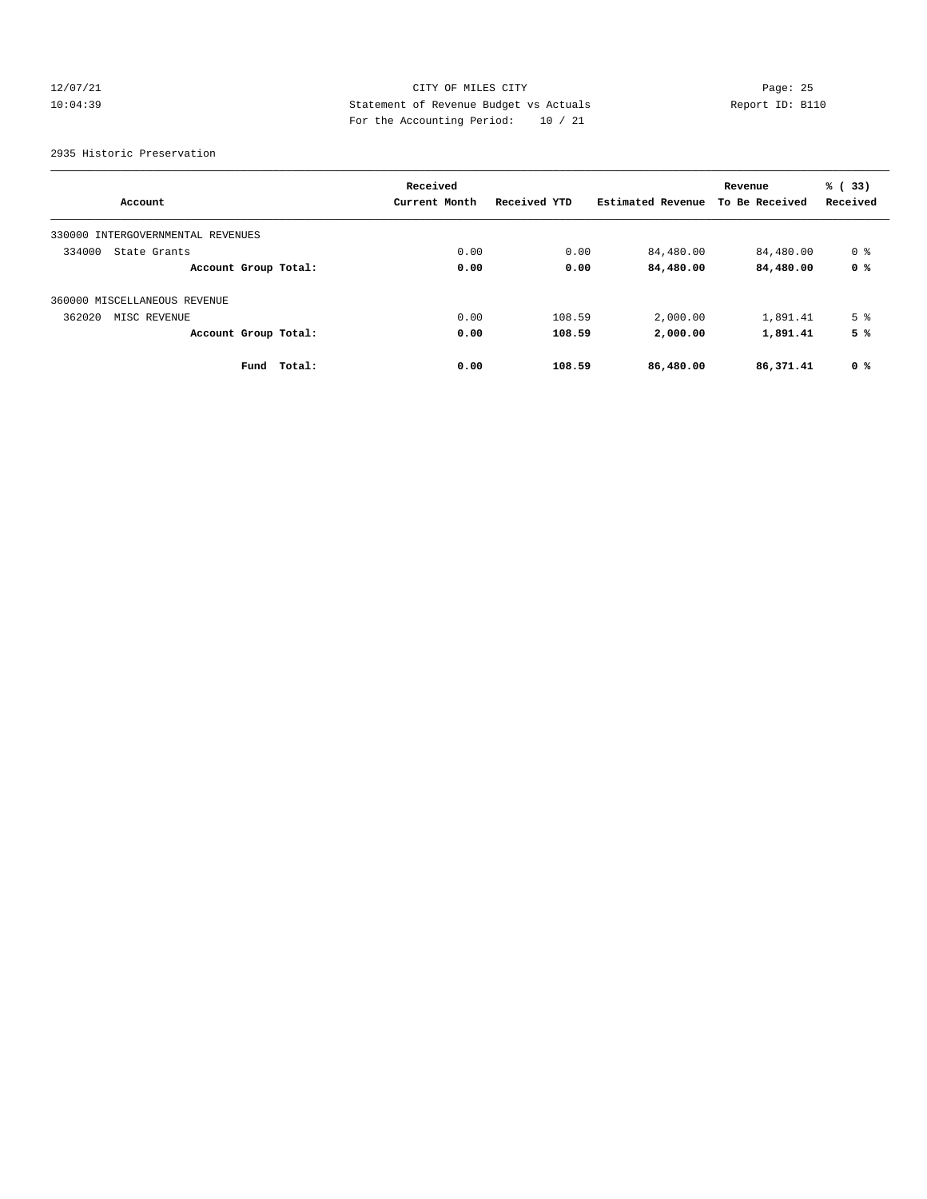12/07/21 CITY OF MILES CITY
10:04:39 Statement of Revenue Budget vs Actuals Report ID: B110
For the Accounting Period: 10 / 21

2935 Historic Preservation

| Account | Received Current Month | Received YTD | Estimated Revenue | Revenue To Be Received | % ( 33) Received |
|---|---|---|---|---|---|
| 330000 INTERGOVERNMENTAL REVENUES | | | | | |
| 334000 State Grants | 0.00 | 0.00 | 84,480.00 | 84,480.00 | 0 % |
| **Account Group Total:** | **0.00** | **0.00** | **84,480.00** | **84,480.00** | **0 %** |
| 360000 MISCELLANEOUS REVENUE | | | | | |
| 362020 MISC REVENUE | 0.00 | 108.59 | 2,000.00 | 1,891.41 | 5 % |
| **Account Group Total:** | **0.00** | **108.59** | **2,000.00** | **1,891.41** | **5 %** |
| **Fund Total:** | **0.00** | **108.59** | **86,480.00** | **86,371.41** | **0 %** |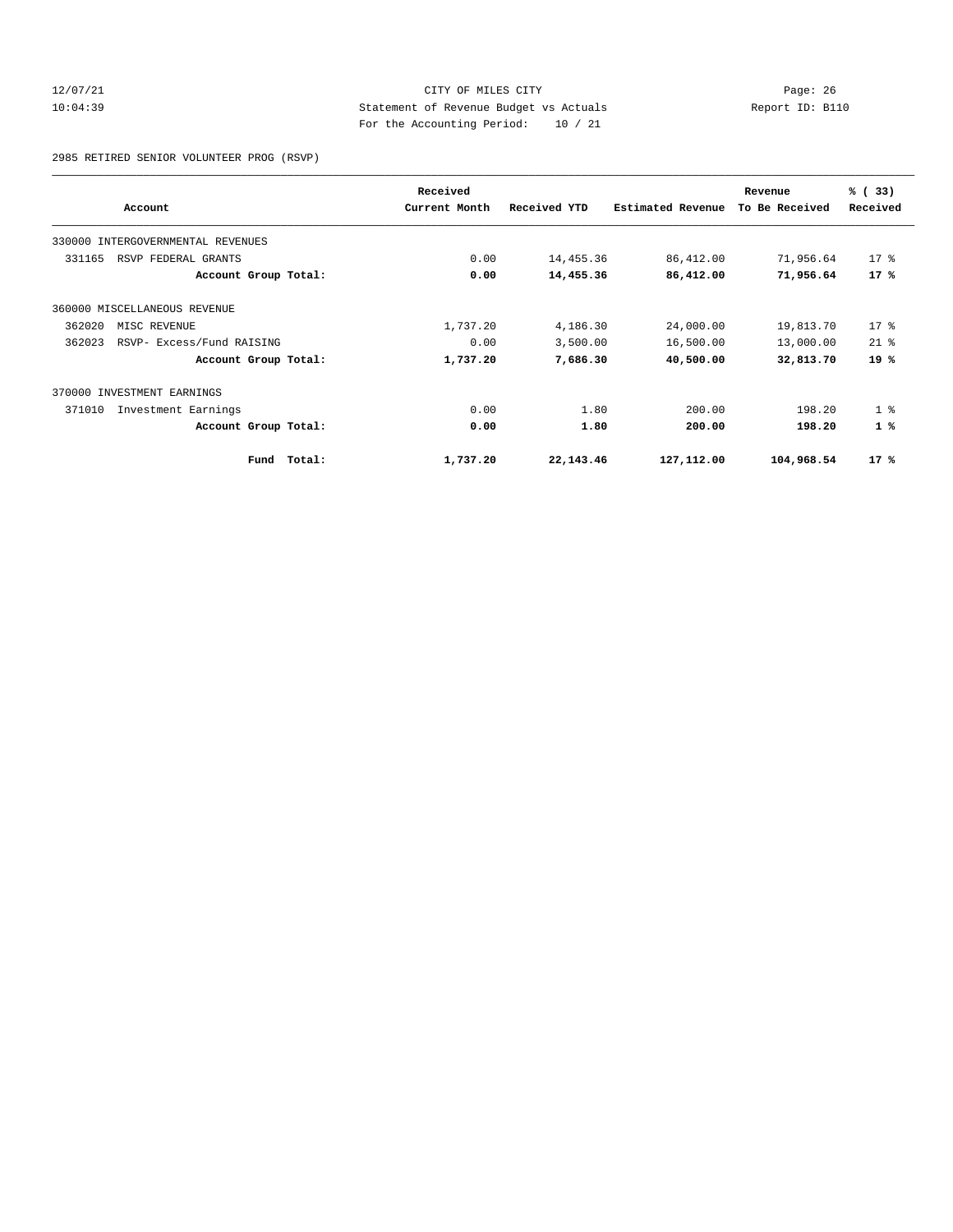CITY OF MILES CITY
Statement of Revenue Budget vs Actuals
For the Accounting Period: 10 / 21

12/07/21 10:04:39 Report ID: B110

2985 RETIRED SENIOR VOLUNTEER PROG (RSVP)

| Account | Received Current Month | Received YTD | Estimated Revenue | Revenue To Be Received | % ( 33) Received |
|---|---|---|---|---|---|
| 330000 INTERGOVERNMENTAL REVENUES | | | | | |
| 331165 RSVP FEDERAL GRANTS | 0.00 | 14,455.36 | 86,412.00 | 71,956.64 | 17 % |
| **Account Group Total:** | **0.00** | **14,455.36** | **86,412.00** | **71,956.64** | **17 %** |
| 360000 MISCELLANEOUS REVENUE | | | | | |
| 362020 MISC REVENUE | 1,737.20 | 4,186.30 | 24,000.00 | 19,813.70 | 17 % |
| 362023 RSVP- Excess/Fund RAISING | 0.00 | 3,500.00 | 16,500.00 | 13,000.00 | 21 % |
| **Account Group Total:** | **1,737.20** | **7,686.30** | **40,500.00** | **32,813.70** | **19 %** |
| 370000 INVESTMENT EARNINGS | | | | | |
| 371010 Investment Earnings | 0.00 | 1.80 | 200.00 | 198.20 | 1 % |
| **Account Group Total:** | **0.00** | **1.80** | **200.00** | **198.20** | **1 %** |
| **Fund Total:** | **1,737.20** | **22,143.46** | **127,112.00** | **104,968.54** | **17 %** |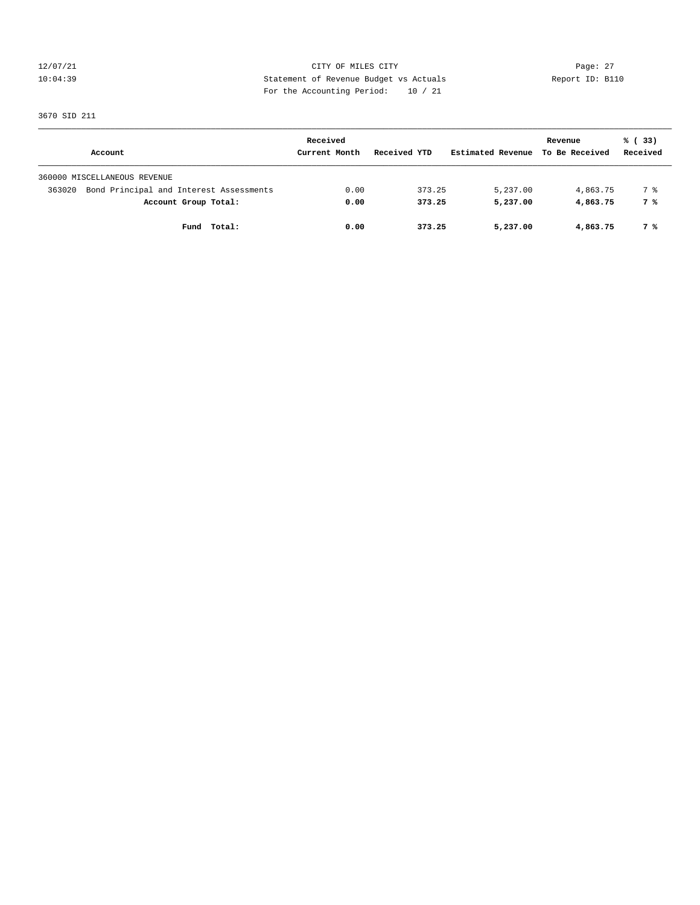CITY OF MILES CITY
Statement of Revenue Budget vs Actuals
For the Accounting Period: 10 / 21

12/07/21
10:04:39

Report ID: B110

3670 SID 211

| Account | Received Current Month | Received YTD | Estimated Revenue | Revenue To Be Received | % ( 33) Received |
|---|---|---|---|---|---|
| 360000 MISCELLANEOUS REVENUE | | | | | |
| 363020 Bond Principal and Interest Assessments | 0.00 | 373.25 | 5,237.00 | 4,863.75 | 7 % |
| **Account Group Total:** | **0.00** | **373.25** | **5,237.00** | **4,863.75** | **7 %** |
| **Fund Total:** | **0.00** | **373.25** | **5,237.00** | **4,863.75** | **7 %** |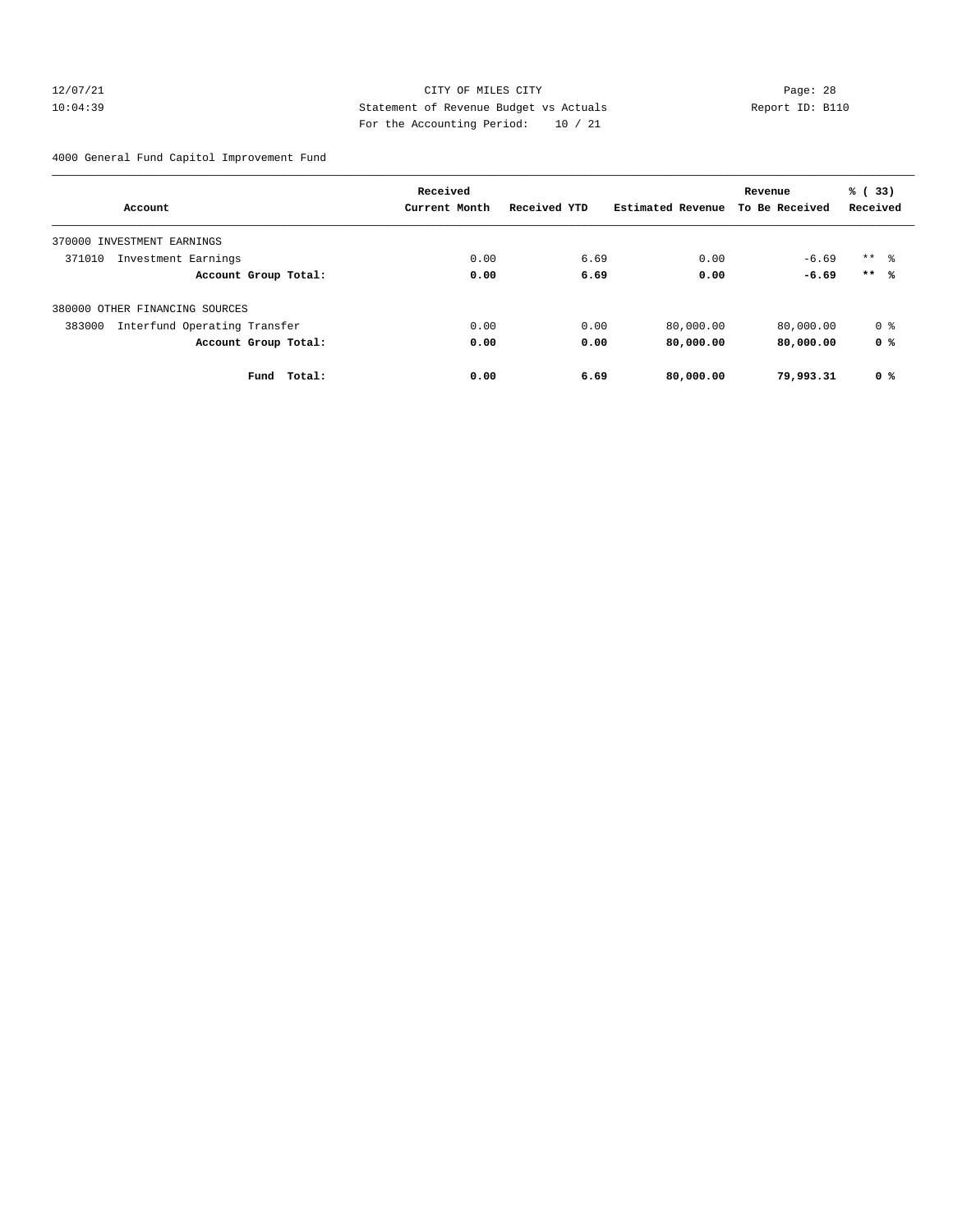CITY OF MILES CITY
Statement of Revenue Budget vs Actuals
For the Accounting Period: 10 / 21

12/07/21
10:04:39

Report ID: B110

4000 General Fund Capitol Improvement Fund

| Account | Received Current Month | Received YTD | Estimated Revenue | Revenue To Be Received | % ( 33) Received |
|---|---|---|---|---|---|
| 370000 INVESTMENT EARNINGS | | | | | |
| 371010 Investment Earnings | 0.00 | 6.69 | 0.00 | -6.69 | ** % |
| **Account Group Total:** | **0.00** | **6.69** | **0.00** | **-6.69** | **** %** |
| 380000 OTHER FINANCING SOURCES | | | | | |
| 383000 Interfund Operating Transfer | 0.00 | 0.00 | 80,000.00 | 80,000.00 | 0 % |
| **Account Group Total:** | **0.00** | **0.00** | **80,000.00** | **80,000.00** | **0 %** |
| **Fund Total:** | **0.00** | **6.69** | **80,000.00** | **79,993.31** | **0 %** |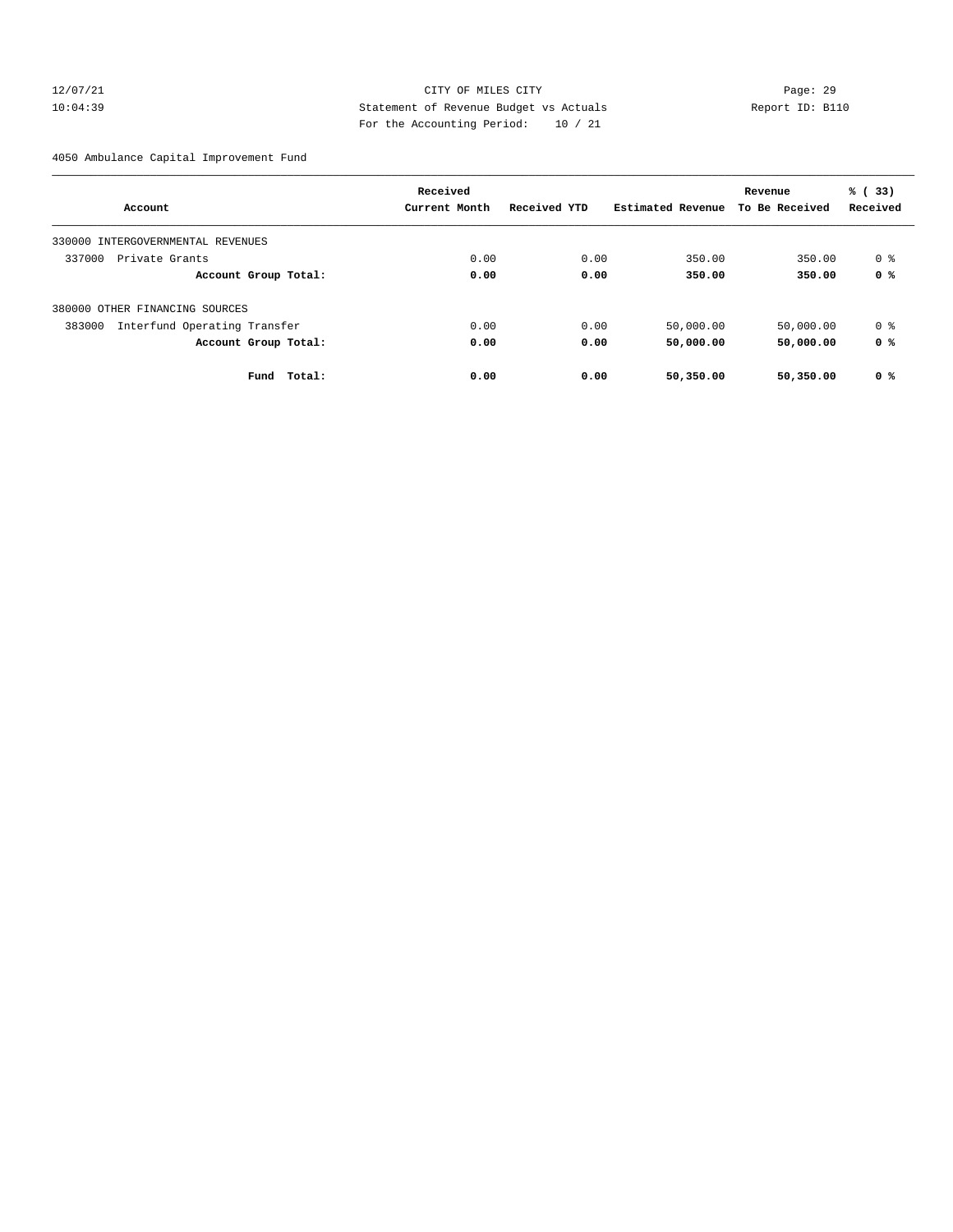12/07/21 CITY OF MILES CITY
10:04:39 Statement of Revenue Budget vs Actuals Report ID: B110
For the Accounting Period: 10 / 21

4050 Ambulance Capital Improvement Fund

| Account | Received Current Month | Received YTD | Estimated Revenue | Revenue To Be Received | % ( 33) Received |
|---|---|---|---|---|---|
| 330000 INTERGOVERNMENTAL REVENUES | | | | | |
| 337000 Private Grants | 0.00 | 0.00 | 350.00 | 350.00 | 0 % |
| **Account Group Total:** | **0.00** | **0.00** | **350.00** | **350.00** | **0 %** |
| 380000 OTHER FINANCING SOURCES | | | | | |
| 383000 Interfund Operating Transfer | 0.00 | 0.00 | 50,000.00 | 50,000.00 | 0 % |
| **Account Group Total:** | **0.00** | **0.00** | **50,000.00** | **50,000.00** | **0 %** |
| **Fund Total:** | **0.00** | **0.00** | **50,350.00** | **50,350.00** | **0 %** |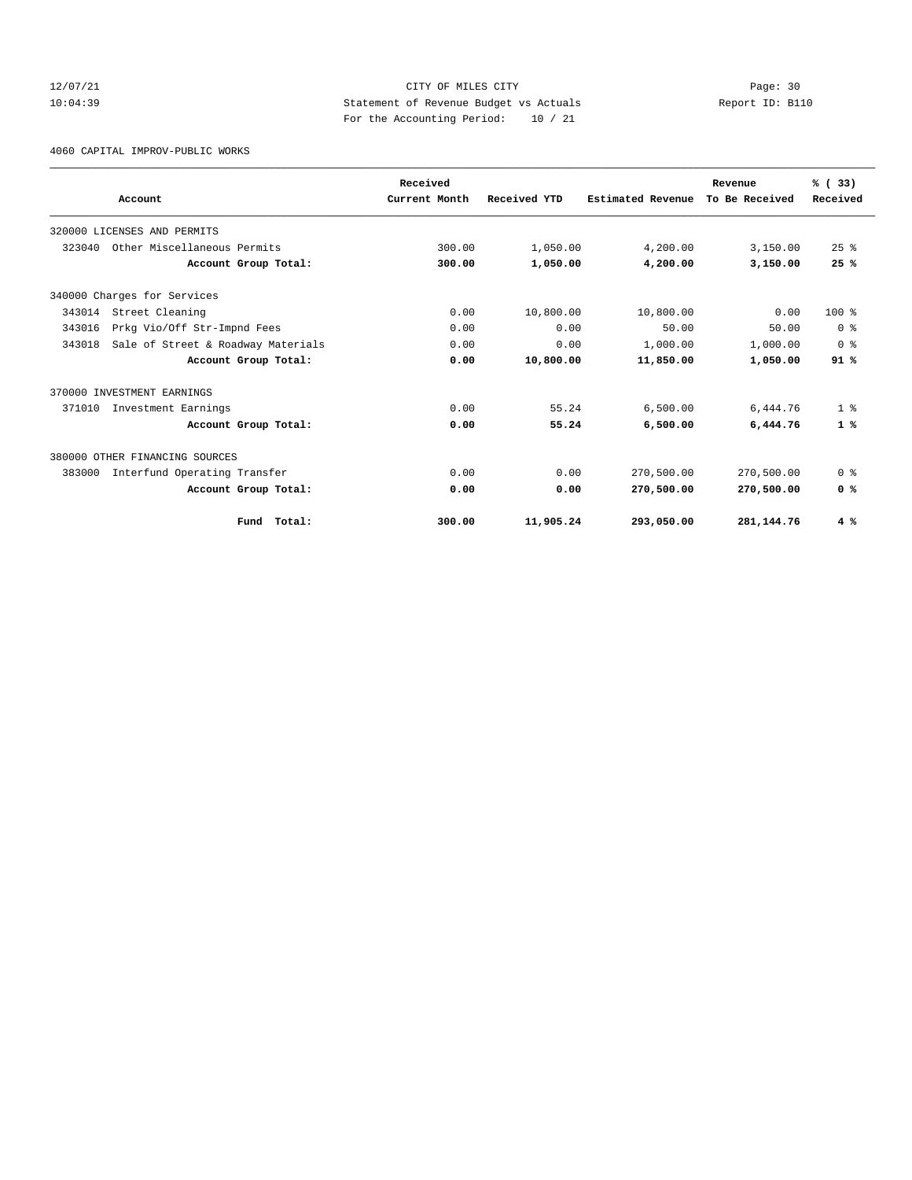CITY OF MILES CITY
Statement of Revenue Budget vs Actuals
For the Accounting Period: 10 / 21

12/07/21
10:04:39

Report ID: B110

4060 CAPITAL IMPROV-PUBLIC WORKS

| Account | Received Current Month | Received YTD | Estimated Revenue | Revenue To Be Received | % ( 33) Received |
|---|---|---|---|---|---|
| 320000 LICENSES AND PERMITS | | | | | |
| 323040 Other Miscellaneous Permits | 300.00 | 1,050.00 | 4,200.00 | 3,150.00 | 25 % |
| **Account Group Total:** | **300.00** | **1,050.00** | **4,200.00** | **3,150.00** | **25 %** |
| 340000 Charges for Services | | | | | |
| 343014 Street Cleaning | 0.00 | 10,800.00 | 10,800.00 | 0.00 | 100 % |
| 343016 Prkg Vio/Off Str-Impnd Fees | 0.00 | 0.00 | 50.00 | 50.00 | 0 % |
| 343018 Sale of Street & Roadway Materials | 0.00 | 0.00 | 1,000.00 | 1,000.00 | 0 % |
| **Account Group Total:** | **0.00** | **10,800.00** | **11,850.00** | **1,050.00** | **91 %** |
| 370000 INVESTMENT EARNINGS | | | | | |
| 371010 Investment Earnings | 0.00 | 55.24 | 6,500.00 | 6,444.76 | 1 % |
| **Account Group Total:** | **0.00** | **55.24** | **6,500.00** | **6,444.76** | **1 %** |
| 380000 OTHER FINANCING SOURCES | | | | | |
| 383000 Interfund Operating Transfer | 0.00 | 0.00 | 270,500.00 | 270,500.00 | 0 % |
| **Account Group Total:** | **0.00** | **0.00** | **270,500.00** | **270,500.00** | **0 %** |
| **Fund Total:** | **300.00** | **11,905.24** | **293,050.00** | **281,144.76** | **4 %** |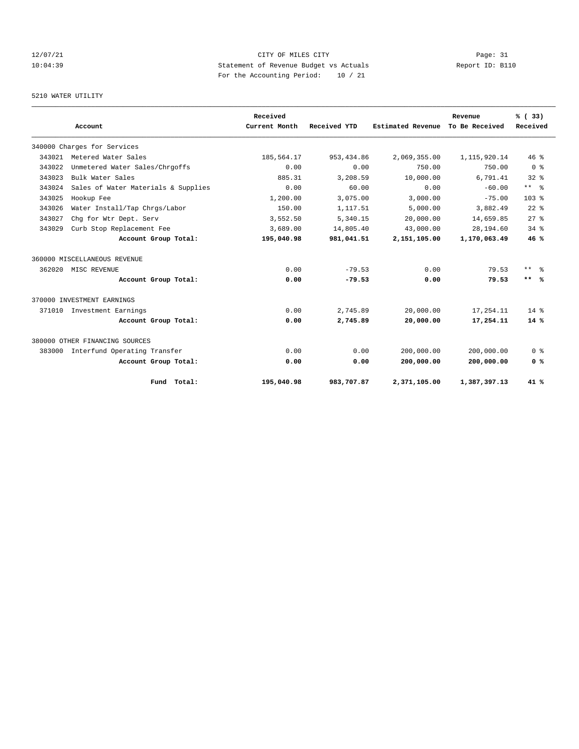CITY OF MILES CITY
Statement of Revenue Budget vs Actuals
For the Accounting Period: 10 / 21

12/07/21
10:04:39

Report ID: B110

5210 WATER UTILITY

| Account | Received Current Month | Received YTD | Estimated Revenue | Revenue To Be Received | % ( 33) Received |
|---|---|---|---|---|---|
| 340000 Charges for Services | | | | | |
| 343021 Metered Water Sales | 185,564.17 | 953,434.86 | 2,069,355.00 | 1,115,920.14 | 46 % |
| 343022 Unmetered Water Sales/Chrgoffs | 0.00 | 0.00 | 750.00 | 750.00 | 0 % |
| 343023 Bulk Water Sales | 885.31 | 3,208.59 | 10,000.00 | 6,791.41 | 32 % |
| 343024 Sales of Water Materials & Supplies | 0.00 | 60.00 | 0.00 | -60.00 | ** % |
| 343025 Hookup Fee | 1,200.00 | 3,075.00 | 3,000.00 | -75.00 | 103 % |
| 343026 Water Install/Tap Chrgs/Labor | 150.00 | 1,117.51 | 5,000.00 | 3,882.49 | 22 % |
| 343027 Chg for Wtr Dept. Serv | 3,552.50 | 5,340.15 | 20,000.00 | 14,659.85 | 27 % |
| 343029 Curb Stop Replacement Fee | 3,689.00 | 14,805.40 | 43,000.00 | 28,194.60 | 34 % |
| **Account Group Total:** | **195,040.98** | **981,041.51** | **2,151,105.00** | **1,170,063.49** | **46 %** |
| 360000 MISCELLANEOUS REVENUE | | | | | |
| 362020 MISC REVENUE | 0.00 | -79.53 | 0.00 | 79.53 | ** % |
| **Account Group Total:** | **0.00** | **-79.53** | **0.00** | **79.53** | **\*\* %** |
| 370000 INVESTMENT EARNINGS | | | | | |
| 371010 Investment Earnings | 0.00 | 2,745.89 | 20,000.00 | 17,254.11 | 14 % |
| **Account Group Total:** | **0.00** | **2,745.89** | **20,000.00** | **17,254.11** | **14 %** |
| 380000 OTHER FINANCING SOURCES | | | | | |
| 383000 Interfund Operating Transfer | 0.00 | 0.00 | 200,000.00 | 200,000.00 | 0 % |
| **Account Group Total:** | **0.00** | **0.00** | **200,000.00** | **200,000.00** | **0 %** |
| **Fund Total:** | **195,040.98** | **983,707.87** | **2,371,105.00** | **1,387,397.13** | **41 %** |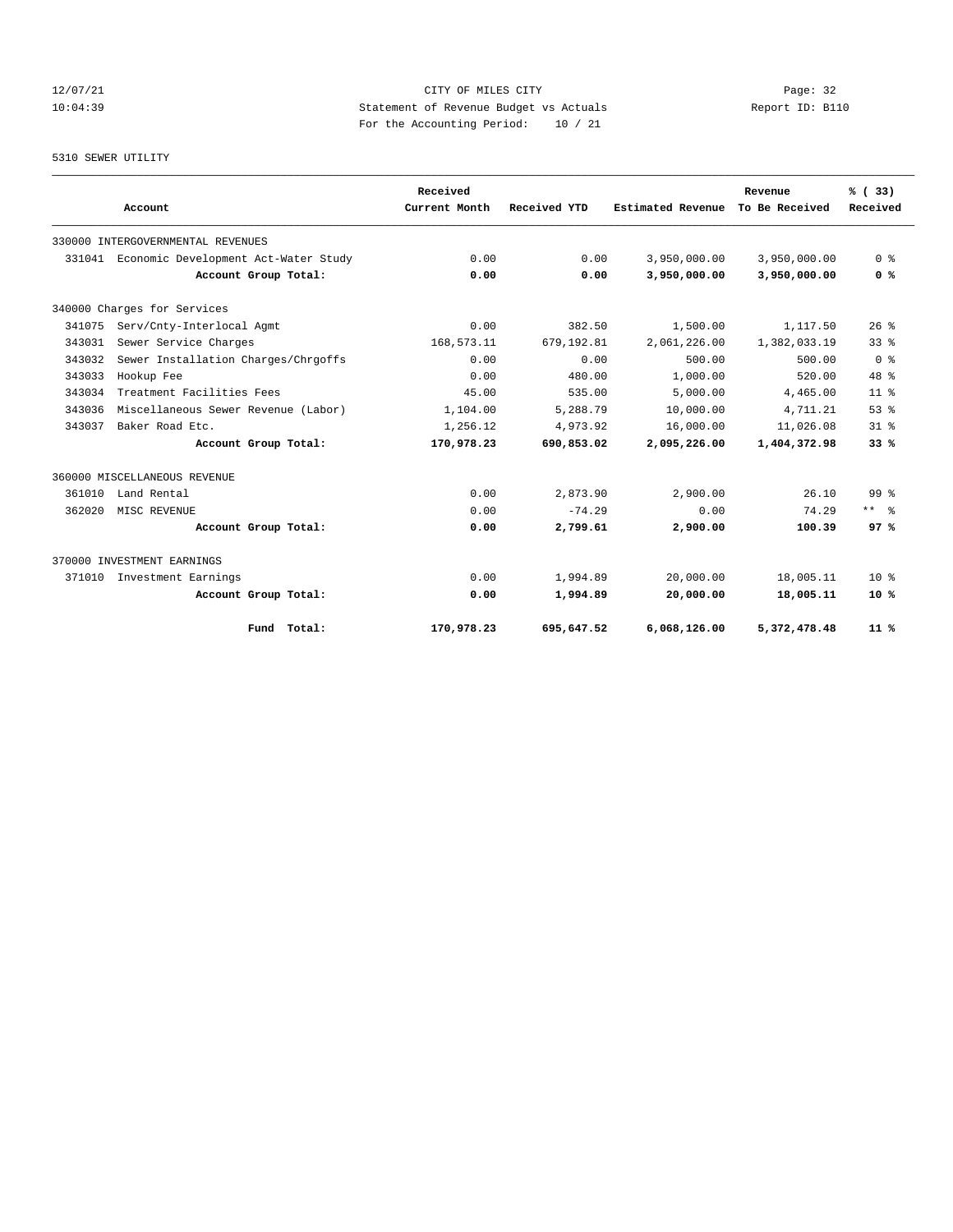12/07/21 CITY OF MILES CITY
10:04:39 Statement of Revenue Budget vs Actuals Report ID: B110
For the Accounting Period: 10 / 21

5310 SEWER UTILITY

| Account | Received Current Month | Received YTD | Estimated Revenue | Revenue To Be Received | % ( 33) Received |
|---|---|---|---|---|---|
| 330000 INTERGOVERNMENTAL REVENUES | | | | | |
| 331041 Economic Development Act-Water Study | 0.00 | 0.00 | 3,950,000.00 | 3,950,000.00 | 0 % |
| **Account Group Total:** | **0.00** | **0.00** | **3,950,000.00** | **3,950,000.00** | **0 %** |
| 340000 Charges for Services | | | | | |
| 341075 Serv/Cnty-Interlocal Agmt | 0.00 | 382.50 | 1,500.00 | 1,117.50 | 26 % |
| 343031 Sewer Service Charges | 168,573.11 | 679,192.81 | 2,061,226.00 | 1,382,033.19 | 33 % |
| 343032 Sewer Installation Charges/Chrgoffs | 0.00 | 0.00 | 500.00 | 500.00 | 0 % |
| 343033 Hookup Fee | 0.00 | 480.00 | 1,000.00 | 520.00 | 48 % |
| 343034 Treatment Facilities Fees | 45.00 | 535.00 | 5,000.00 | 4,465.00 | 11 % |
| 343036 Miscellaneous Sewer Revenue (Labor) | 1,104.00 | 5,288.79 | 10,000.00 | 4,711.21 | 53 % |
| 343037 Baker Road Etc. | 1,256.12 | 4,973.92 | 16,000.00 | 11,026.08 | 31 % |
| **Account Group Total:** | **170,978.23** | **690,853.02** | **2,095,226.00** | **1,404,372.98** | **33 %** |
| 360000 MISCELLANEOUS REVENUE | | | | | |
| 361010 Land Rental | 0.00 | 2,873.90 | 2,900.00 | 26.10 | 99 % |
| 362020 MISC REVENUE | 0.00 | -74.29 | 0.00 | 74.29 | ** % |
| **Account Group Total:** | **0.00** | **2,799.61** | **2,900.00** | **100.39** | **97 %** |
| 370000 INVESTMENT EARNINGS | | | | | |
| 371010 Investment Earnings | 0.00 | 1,994.89 | 20,000.00 | 18,005.11 | 10 % |
| **Account Group Total:** | **0.00** | **1,994.89** | **20,000.00** | **18,005.11** | **10 %** |
| **Fund Total:** | **170,978.23** | **695,647.52** | **6,068,126.00** | **5,372,478.48** | **11 %** |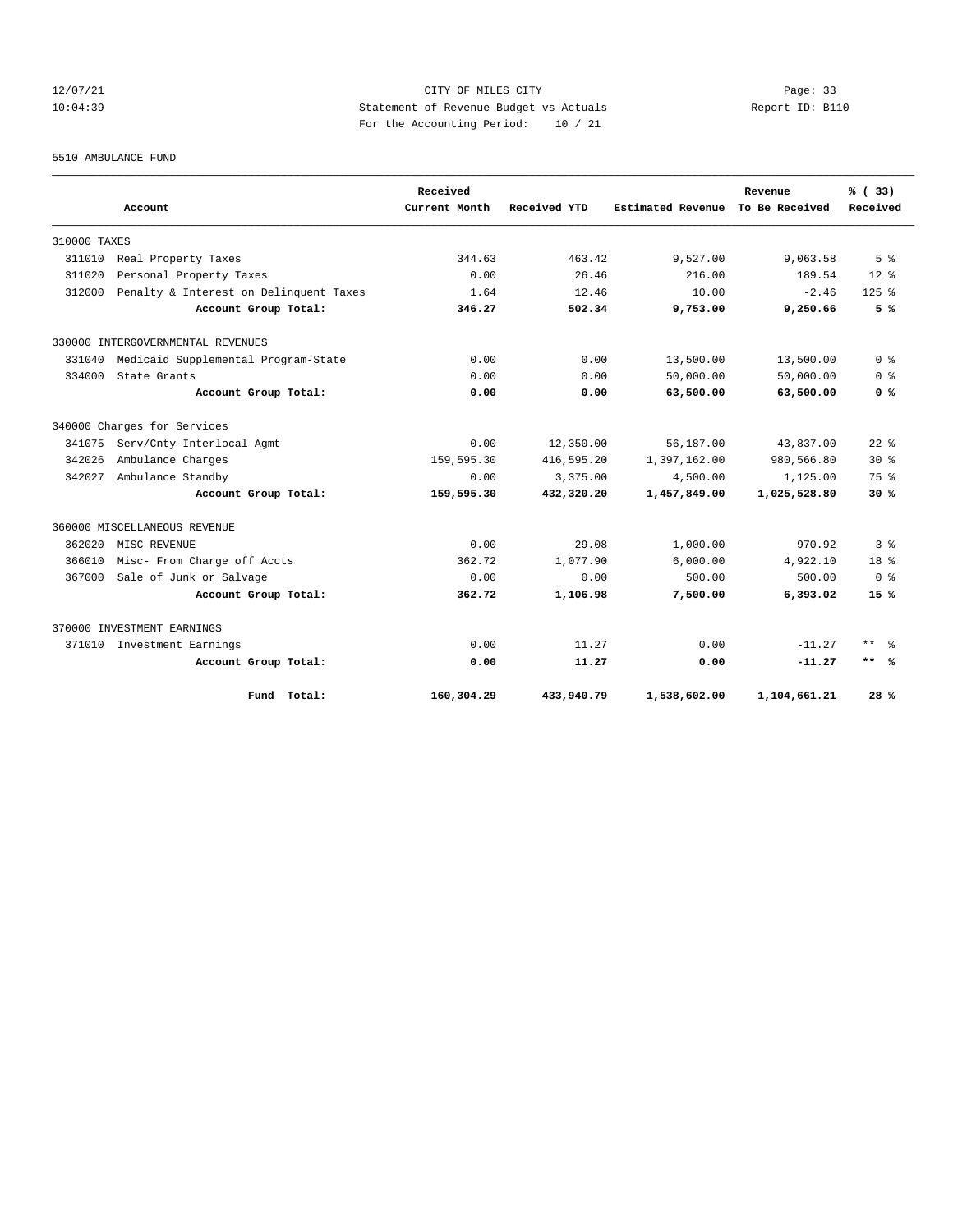12/07/21 CITY OF MILES CITY Page: 33
10:04:39 Statement of Revenue Budget vs Actuals Report ID: B110
For the Accounting Period: 10 / 21

5510 AMBULANCE FUND

| Account | Received Current Month | Received YTD | Estimated Revenue | Revenue To Be Received | % ( 33) Received |
|---|---|---|---|---|---|
| 310000 TAXES | | | | | |
| 311010 Real Property Taxes | 344.63 | 463.42 | 9,527.00 | 9,063.58 | 5 % |
| 311020 Personal Property Taxes | 0.00 | 26.46 | 216.00 | 189.54 | 12 % |
| 312000 Penalty & Interest on Delinquent Taxes | 1.64 | 12.46 | 10.00 | -2.46 | 125 % |
| **Account Group Total:** | **346.27** | **502.34** | **9,753.00** | **9,250.66** | **5 %** |
| 330000 INTERGOVERNMENTAL REVENUES | | | | | |
| 331040 Medicaid Supplemental Program-State | 0.00 | 0.00 | 13,500.00 | 13,500.00 | 0 % |
| 334000 State Grants | 0.00 | 0.00 | 50,000.00 | 50,000.00 | 0 % |
| **Account Group Total:** | **0.00** | **0.00** | **63,500.00** | **63,500.00** | **0 %** |
| 340000 Charges for Services | | | | | |
| 341075 Serv/Cnty-Interlocal Agmt | 0.00 | 12,350.00 | 56,187.00 | 43,837.00 | 22 % |
| 342026 Ambulance Charges | 159,595.30 | 416,595.20 | 1,397,162.00 | 980,566.80 | 30 % |
| 342027 Ambulance Standby | 0.00 | 3,375.00 | 4,500.00 | 1,125.00 | 75 % |
| **Account Group Total:** | **159,595.30** | **432,320.20** | **1,457,849.00** | **1,025,528.80** | **30 %** |
| 360000 MISCELLANEOUS REVENUE | | | | | |
| 362020 MISC REVENUE | 0.00 | 29.08 | 1,000.00 | 970.92 | 3 % |
| 366010 Misc- From Charge off Accts | 362.72 | 1,077.90 | 6,000.00 | 4,922.10 | 18 % |
| 367000 Sale of Junk or Salvage | 0.00 | 0.00 | 500.00 | 500.00 | 0 % |
| **Account Group Total:** | **362.72** | **1,106.98** | **7,500.00** | **6,393.02** | **15 %** |
| 370000 INVESTMENT EARNINGS | | | | | |
| 371010 Investment Earnings | 0.00 | 11.27 | 0.00 | -11.27 | ** % |
| **Account Group Total:** | **0.00** | **11.27** | **0.00** | **-11.27** | **** %** |
| **Fund Total:** | **160,304.29** | **433,940.79** | **1,538,602.00** | **1,104,661.21** | **28 %** |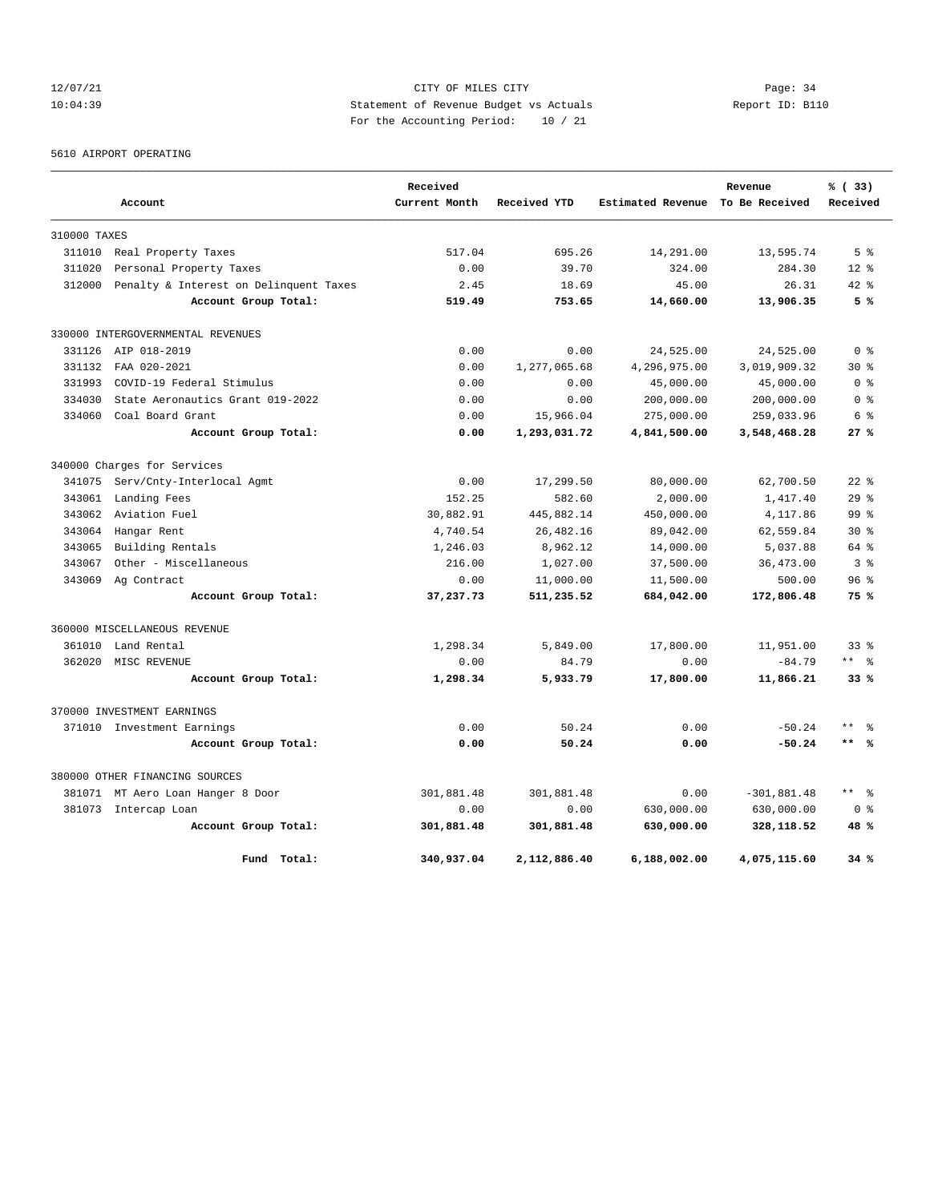12/07/21 CITY OF MILES CITY
10:04:39 Statement of Revenue Budget vs Actuals Report ID: B110
For the Accounting Period: 10 / 21

5610 AIRPORT OPERATING

| Account | | Received Current Month | Received YTD | Estimated Revenue | Revenue To Be Received | % ( 33) Received |
|---|---|---|---|---|---|---|
| 310000 TAXES | | | | | | |
| 311010 | Real Property Taxes | 517.04 | 695.26 | 14,291.00 | 13,595.74 | 5 % |
| 311020 | Personal Property Taxes | 0.00 | 39.70 | 324.00 | 284.30 | 12 % |
| 312000 | Penalty & Interest on Delinquent Taxes | 2.45 | 18.69 | 45.00 | 26.31 | 42 % |
| | **Account Group Total:** | **519.49** | **753.65** | **14,660.00** | **13,906.35** | **5 %** |
| 330000 INTERGOVERNMENTAL REVENUES | | | | | | |
| 331126 | AIP 018-2019 | 0.00 | 0.00 | 24,525.00 | 24,525.00 | 0 % |
| 331132 | FAA 020-2021 | 0.00 | 1,277,065.68 | 4,296,975.00 | 3,019,909.32 | 30 % |
| 331993 | COVID-19 Federal Stimulus | 0.00 | 0.00 | 45,000.00 | 45,000.00 | 0 % |
| 334030 | State Aeronautics Grant 019-2022 | 0.00 | 0.00 | 200,000.00 | 200,000.00 | 0 % |
| 334060 | Coal Board Grant | 0.00 | 15,966.04 | 275,000.00 | 259,033.96 | 6 % |
| | **Account Group Total:** | **0.00** | **1,293,031.72** | **4,841,500.00** | **3,548,468.28** | **27 %** |
| 340000 Charges for Services | | | | | | |
| 341075 | Serv/Cnty-Interlocal Agmt | 0.00 | 17,299.50 | 80,000.00 | 62,700.50 | 22 % |
| 343061 | Landing Fees | 152.25 | 582.60 | 2,000.00 | 1,417.40 | 29 % |
| 343062 | Aviation Fuel | 30,882.91 | 445,882.14 | 450,000.00 | 4,117.86 | 99 % |
| 343064 | Hangar Rent | 4,740.54 | 26,482.16 | 89,042.00 | 62,559.84 | 30 % |
| 343065 | Building Rentals | 1,246.03 | 8,962.12 | 14,000.00 | 5,037.88 | 64 % |
| 343067 | Other - Miscellaneous | 216.00 | 1,027.00 | 37,500.00 | 36,473.00 | 3 % |
| 343069 | Ag Contract | 0.00 | 11,000.00 | 11,500.00 | 500.00 | 96 % |
| | **Account Group Total:** | **37,237.73** | **511,235.52** | **684,042.00** | **172,806.48** | **75 %** |
| 360000 MISCELLANEOUS REVENUE | | | | | | |
| 361010 | Land Rental | 1,298.34 | 5,849.00 | 17,800.00 | 11,951.00 | 33 % |
| 362020 | MISC REVENUE | 0.00 | 84.79 | 0.00 | -84.79 | ** % |
| | **Account Group Total:** | **1,298.34** | **5,933.79** | **17,800.00** | **11,866.21** | **33 %** |
| 370000 INVESTMENT EARNINGS | | | | | | |
| 371010 | Investment Earnings | 0.00 | 50.24 | 0.00 | -50.24 | ** % |
| | **Account Group Total:** | **0.00** | **50.24** | **0.00** | **-50.24** | **** %** |
| 380000 OTHER FINANCING SOURCES | | | | | | |
| 381071 | MT Aero Loan Hanger 8 Door | 301,881.48 | 301,881.48 | 0.00 | -301,881.48 | ** % |
| 381073 | Intercap Loan | 0.00 | 0.00 | 630,000.00 | 630,000.00 | 0 % |
| | **Account Group Total:** | **301,881.48** | **301,881.48** | **630,000.00** | **328,118.52** | **48 %** |
| | **Fund Total:** | **340,937.04** | **2,112,886.40** | **6,188,002.00** | **4,075,115.60** | **34 %** |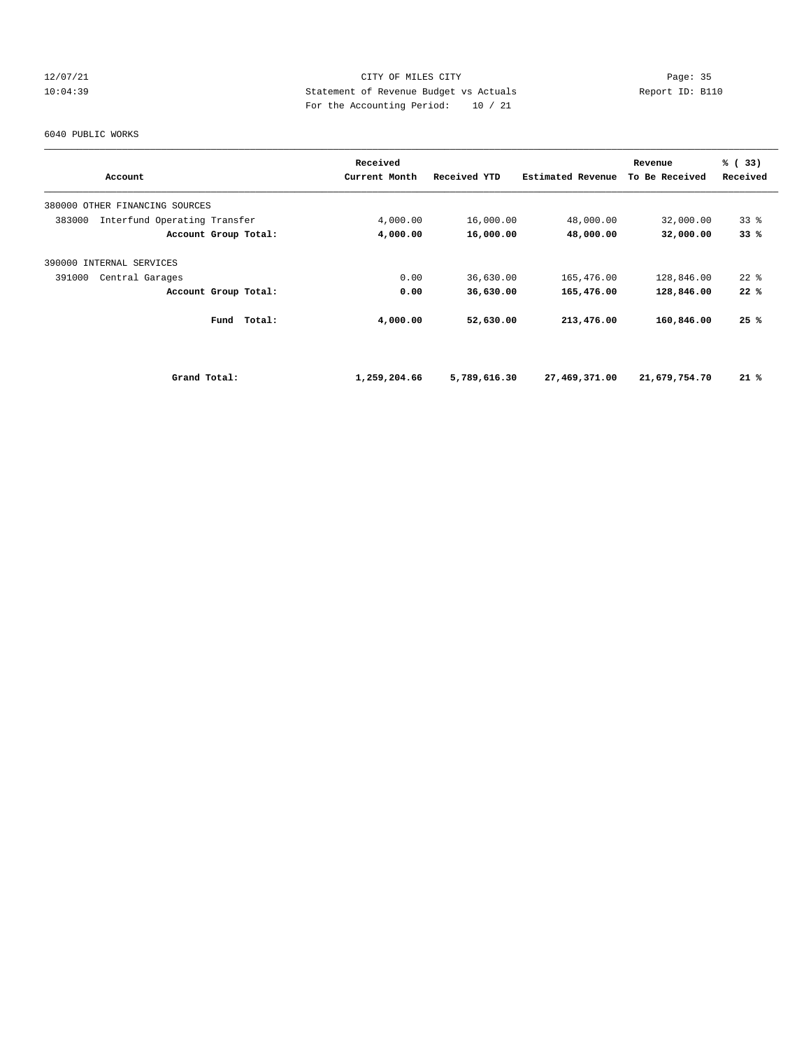CITY OF MILES CITY
Statement of Revenue Budget vs Actuals
For the Accounting Period: 10 / 21

12/07/21
10:04:39

Report ID: B110

6040 PUBLIC WORKS

| Account | Received Current Month | Received YTD | Estimated Revenue | Revenue To Be Received | % ( 33) Received |
|---|---|---|---|---|---|
| 380000 OTHER FINANCING SOURCES | | | | | |
| 383000 Interfund Operating Transfer | 4,000.00 | 16,000.00 | 48,000.00 | 32,000.00 | 33 % |
| **Account Group Total:** | **4,000.00** | **16,000.00** | **48,000.00** | **32,000.00** | **33 %** |
| 390000 INTERNAL SERVICES | | | | | |
| 391000 Central Garages | 0.00 | 36,630.00 | 165,476.00 | 128,846.00 | 22 % |
| **Account Group Total:** | **0.00** | **36,630.00** | **165,476.00** | **128,846.00** | **22 %** |
| **Fund Total:** | **4,000.00** | **52,630.00** | **213,476.00** | **160,846.00** | **25 %** |
| **Grand Total:** | **1,259,204.66** | **5,789,616.30** | **27,469,371.00** | **21,679,754.70** | **21 %** |